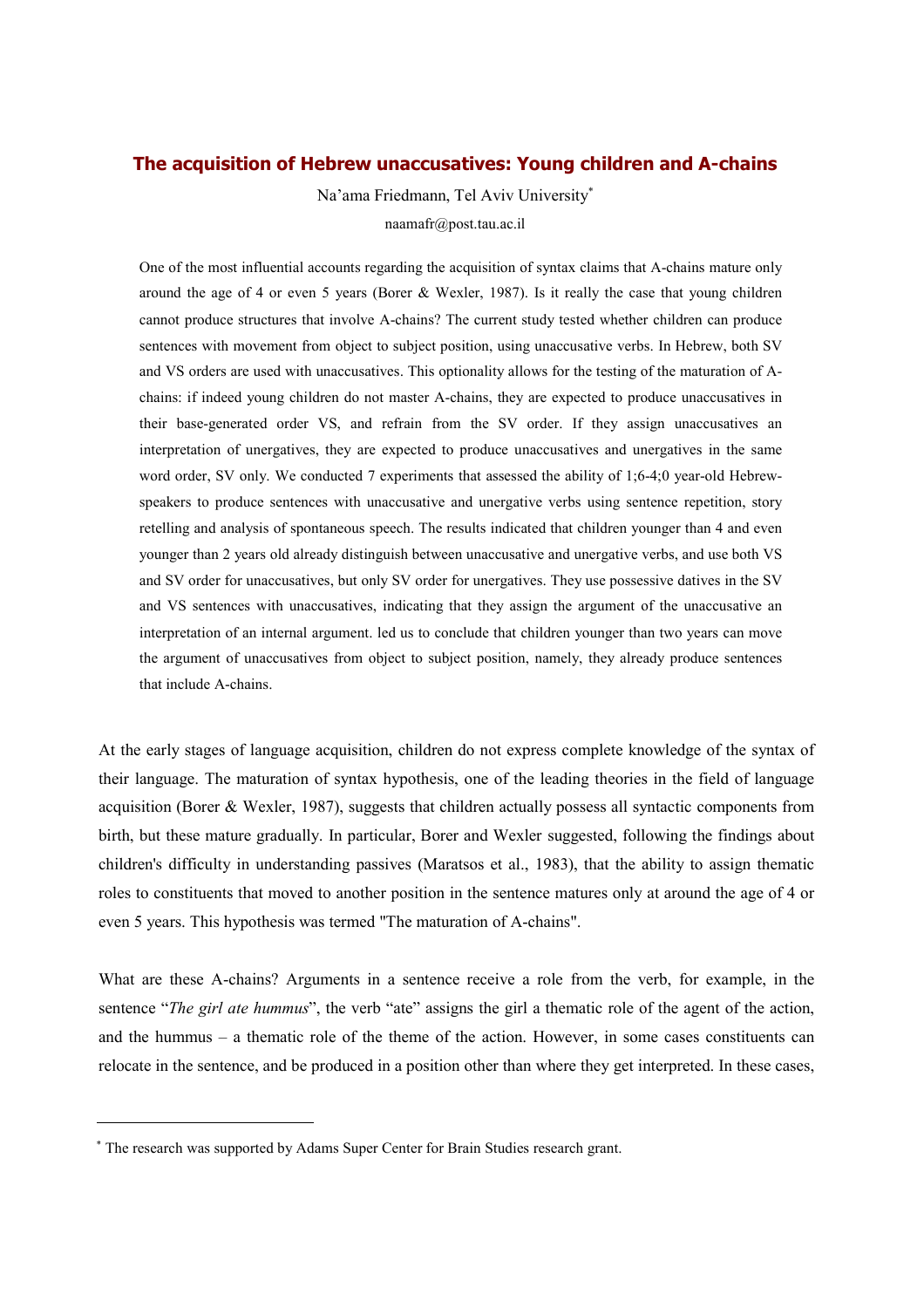# The acquisition of Hebrew unaccusatives: Young children and A-chains

Na'ama Friedmann, Tel Aviv University*

naamafr@post.tau.ac.il

One of the most influential accounts regarding the acquisition of syntax claims that A-chains mature only around the age of 4 or even 5 years (Borer & Wexler, 1987). Is it really the case that young children cannot produce structures that involve A-chains? The current study tested whether children can produce sentences with movement from object to subject position, using unaccusative verbs. In Hebrew, both SV and VS orders are used with unaccusatives. This optionality allows for the testing of the maturation of A-chains: if indeed young children do not master A-chains, they are expected to produce unaccusatives in their base-generated order VS, and refrain from the SV order. If they assign unaccusatives an interpretation of unergatives, they are expected to produce unaccusatives and unergatives in the same word order, SV only. We conducted 7 experiments that assessed the ability of 1;6-4;0 year-old Hebrew-speakers to produce sentences with unaccusative and unergative verbs using sentence repetition, story retelling and analysis of spontaneous speech. The results indicated that children younger than 4 and even younger than 2 years old already distinguish between unaccusative and unergative verbs, and use both VS and SV order for unaccusatives, but only SV order for unergatives. They use possessive datives in the SV and VS sentences with unaccusatives, indicating that they assign the argument of the unaccusative an interpretation of an internal argument. led us to conclude that children younger than two years can move the argument of unaccusatives from object to subject position, namely, they already produce sentences that include A-chains.

At the early stages of language acquisition, children do not express complete knowledge of the syntax of their language. The maturation of syntax hypothesis, one of the leading theories in the field of language acquisition (Borer & Wexler, 1987), suggests that children actually possess all syntactic components from birth, but these mature gradually. In particular, Borer and Wexler suggested, following the findings about children's difficulty in understanding passives (Maratsos et al., 1983), that the ability to assign thematic roles to constituents that moved to another position in the sentence matures only at around the age of 4 or even 5 years. This hypothesis was termed "The maturation of A-chains".

What are these A-chains? Arguments in a sentence receive a role from the verb, for example, in the sentence "*The girl ate hummus*", the verb "ate" assigns the girl a thematic role of the agent of the action, and the hummus – a thematic role of the theme of the action. However, in some cases constituents can relocate in the sentence, and be produced in a position other than where they get interpreted. In these cases,

---

* The research was supported by Adams Super Center for Brain Studies research grant.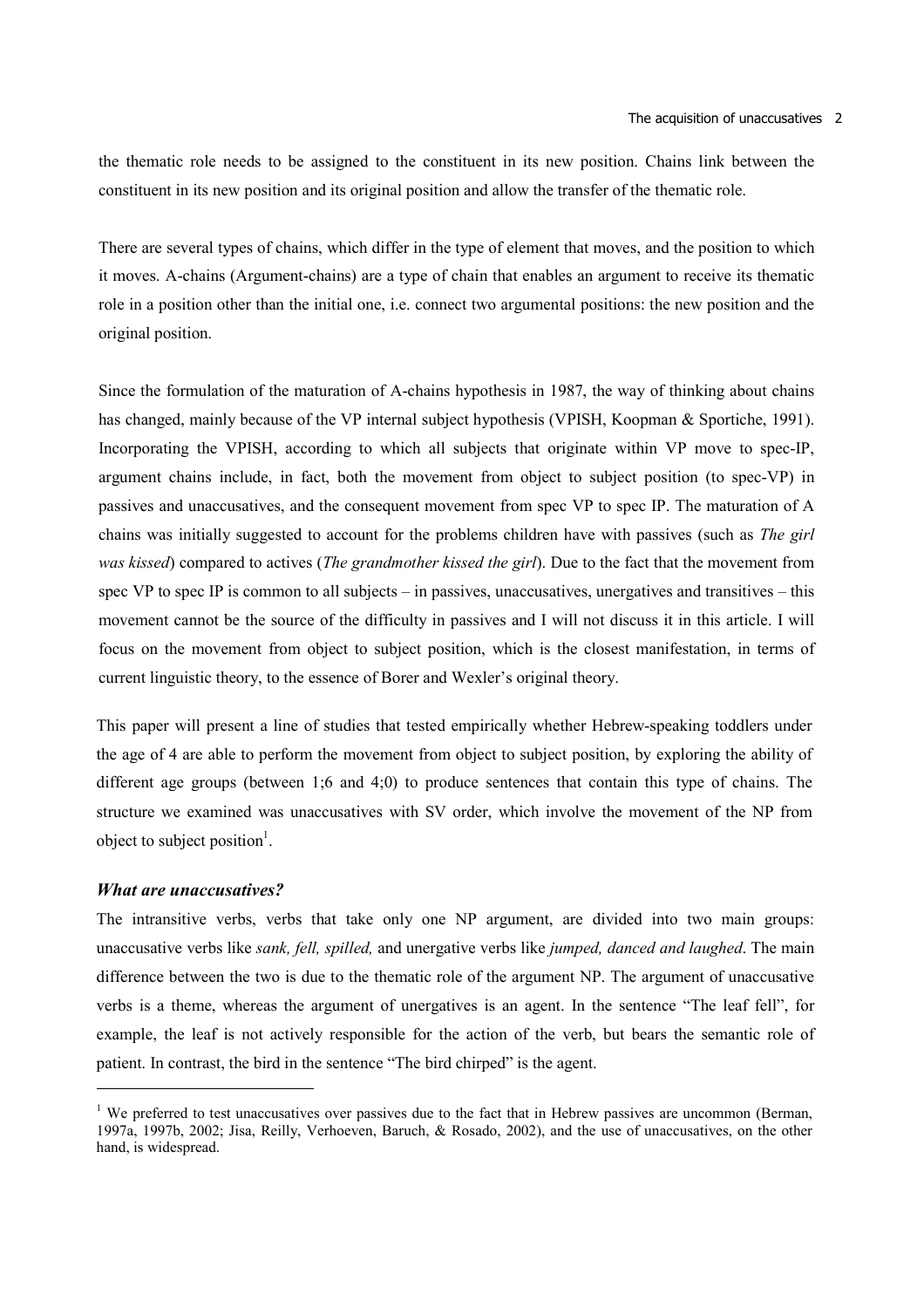the thematic role needs to be assigned to the constituent in its new position. Chains link between the constituent in its new position and its original position and allow the transfer of the thematic role.

There are several types of chains, which differ in the type of element that moves, and the position to which it moves. A-chains (Argument-chains) are a type of chain that enables an argument to receive its thematic role in a position other than the initial one, i.e. connect two argumental positions: the new position and the original position.

Since the formulation of the maturation of A-chains hypothesis in 1987, the way of thinking about chains has changed, mainly because of the VP internal subject hypothesis (VPISH, Koopman & Sportiche, 1991). Incorporating the VPISH, according to which all subjects that originate within VP move to spec-IP, argument chains include, in fact, both the movement from object to subject position (to spec-VP) in passives and unaccusatives, and the consequent movement from spec VP to spec IP. The maturation of A chains was initially suggested to account for the problems children have with passives (such as *The girl was kissed*) compared to actives (*The grandmother kissed the girl*). Due to the fact that the movement from spec VP to spec IP is common to all subjects – in passives, unaccusatives, unergatives and transitives – this movement cannot be the source of the difficulty in passives and I will not discuss it in this article. I will focus on the movement from object to subject position, which is the closest manifestation, in terms of current linguistic theory, to the essence of Borer and Wexler's original theory.

This paper will present a line of studies that tested empirically whether Hebrew-speaking toddlers under the age of 4 are able to perform the movement from object to subject position, by exploring the ability of different age groups (between 1;6 and 4;0) to produce sentences that contain this type of chains. The structure we examined was unaccusatives with SV order, which involve the movement of the NP from object to subject position[1].

### *What are unaccusatives?*

The intransitive verbs, verbs that take only one NP argument, are divided into two main groups: unaccusative verbs like *sank, fell, spilled,* and unergative verbs like *jumped, danced and laughed*. The main difference between the two is due to the thematic role of the argument NP. The argument of unaccusative verbs is a theme, whereas the argument of unergatives is an agent. In the sentence "The leaf fell", for example, the leaf is not actively responsible for the action of the verb, but bears the semantic role of patient. In contrast, the bird in the sentence "The bird chirped" is the agent.

[1] We preferred to test unaccusatives over passives due to the fact that in Hebrew passives are uncommon (Berman, 1997a, 1997b, 2002; Jisa, Reilly, Verhoeven, Baruch, & Rosado, 2002), and the use of unaccusatives, on the other hand, is widespread.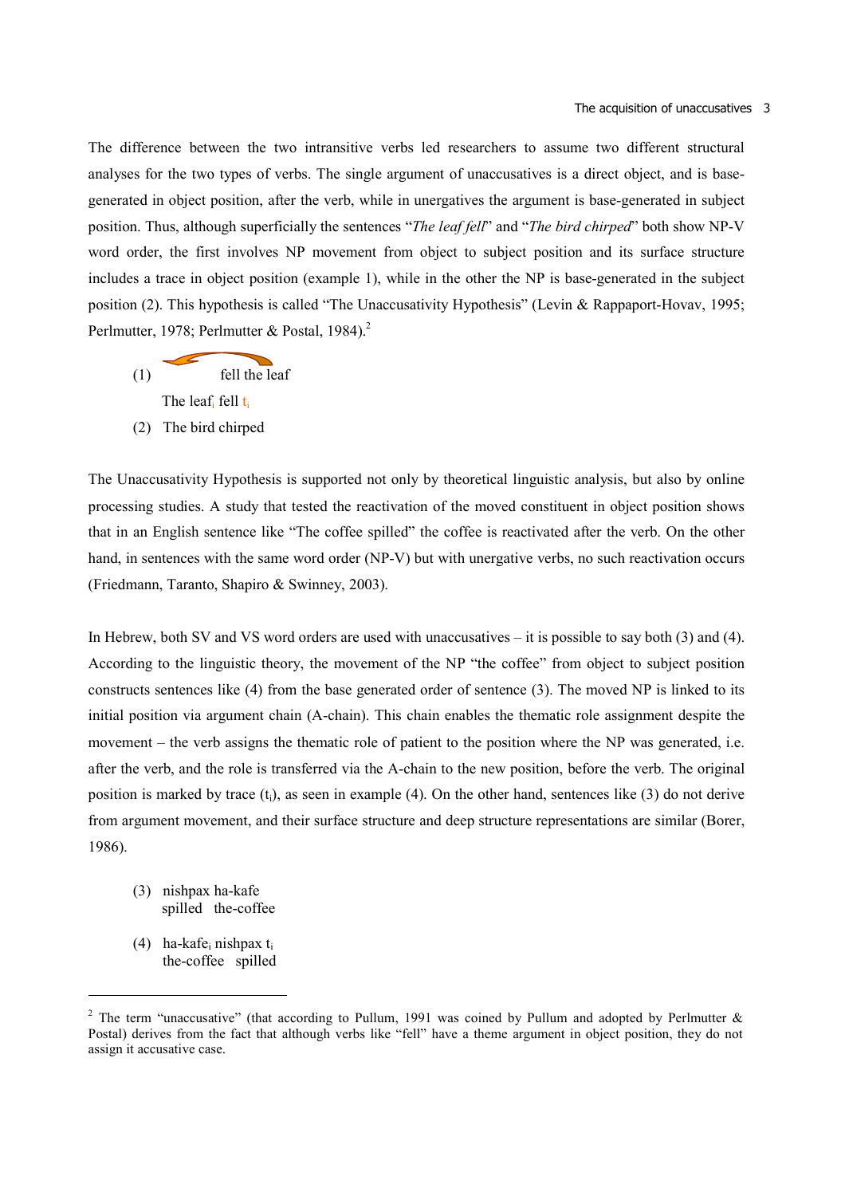The difference between the two intransitive verbs led researchers to assume two different structural analyses for the two types of verbs. The single argument of unaccusatives is a direct object, and is base-generated in object position, after the verb, while in unergatives the argument is base-generated in subject position. Thus, although superficially the sentences "*The leaf fell*" and "*The bird chirped*" both show NP-V word order, the first involves NP movement from object to subject position and its surface structure includes a trace in object position (example 1), while in the other the NP is base-generated in the subject position (2). This hypothesis is called "The Unaccusativity Hypothesis" (Levin & Rappaport-Hovav, 1995; Perlmutter, 1978; Perlmutter & Postal, 1984).[2]

(1) fell the leaf
    The leaf$_i$ fell $t_i$

(2) The bird chirped

The Unaccusativity Hypothesis is supported not only by theoretical linguistic analysis, but also by online processing studies. A study that tested the reactivation of the moved constituent in object position shows that in an English sentence like "The coffee spilled" the coffee is reactivated after the verb. On the other hand, in sentences with the same word order (NP-V) but with unergative verbs, no such reactivation occurs (Friedmann, Taranto, Shapiro & Swinney, 2003).

In Hebrew, both SV and VS word orders are used with unaccusatives – it is possible to say both (3) and (4). According to the linguistic theory, the movement of the NP "the coffee" from object to subject position constructs sentences like (4) from the base generated order of sentence (3). The moved NP is linked to its initial position via argument chain (A-chain). This chain enables the thematic role assignment despite the movement – the verb assigns the thematic role of patient to the position where the NP was generated, i.e. after the verb, and the role is transferred via the A-chain to the new position, before the verb. The original position is marked by trace ($t_i$), as seen in example (4). On the other hand, sentences like (3) do not derive from argument movement, and their surface structure and deep structure representations are similar (Borer, 1986).

(3) nishpax ha-kafe
    spilled the-coffee

(4) ha-kafe$_i$ nishpax $t_i$
    the-coffee spilled

---

[2] The term "unaccusative" (that according to Pullum, 1991 was coined by Pullum and adopted by Perlmutter & Postal) derives from the fact that although verbs like "fell" have a theme argument in object position, they do not assign it accusative case.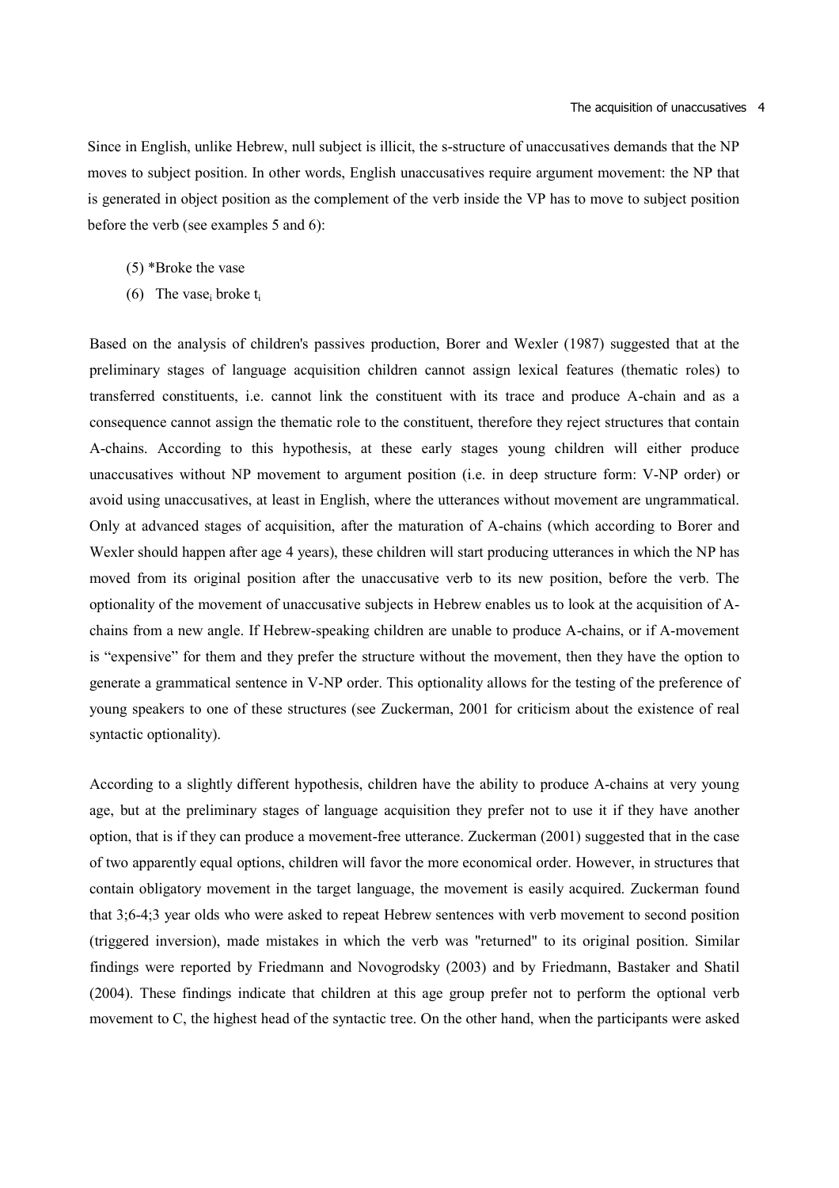Since in English, unlike Hebrew, null subject is illicit, the s-structure of unaccusatives demands that the NP moves to subject position. In other words, English unaccusatives require argument movement: the NP that is generated in object position as the complement of the verb inside the VP has to move to subject position before the verb (see examples 5 and 6):

(5) *Broke the vase

(6) The vase$_i$ broke t$_i$

Based on the analysis of children's passives production, Borer and Wexler (1987) suggested that at the preliminary stages of language acquisition children cannot assign lexical features (thematic roles) to transferred constituents, i.e. cannot link the constituent with its trace and produce A-chain and as a consequence cannot assign the thematic role to the constituent, therefore they reject structures that contain A-chains. According to this hypothesis, at these early stages young children will either produce unaccusatives without NP movement to argument position (i.e. in deep structure form: V-NP order) or avoid using unaccusatives, at least in English, where the utterances without movement are ungrammatical. Only at advanced stages of acquisition, after the maturation of A-chains (which according to Borer and Wexler should happen after age 4 years), these children will start producing utterances in which the NP has moved from its original position after the unaccusative verb to its new position, before the verb. The optionality of the movement of unaccusative subjects in Hebrew enables us to look at the acquisition of A-chains from a new angle. If Hebrew-speaking children are unable to produce A-chains, or if A-movement is "expensive" for them and they prefer the structure without the movement, then they have the option to generate a grammatical sentence in V-NP order. This optionality allows for the testing of the preference of young speakers to one of these structures (see Zuckerman, 2001 for criticism about the existence of real syntactic optionality).

According to a slightly different hypothesis, children have the ability to produce A-chains at very young age, but at the preliminary stages of language acquisition they prefer not to use it if they have another option, that is if they can produce a movement-free utterance. Zuckerman (2001) suggested that in the case of two apparently equal options, children will favor the more economical order. However, in structures that contain obligatory movement in the target language, the movement is easily acquired. Zuckerman found that 3;6-4;3 year olds who were asked to repeat Hebrew sentences with verb movement to second position (triggered inversion), made mistakes in which the verb was "returned" to its original position. Similar findings were reported by Friedmann and Novogrodsky (2003) and by Friedmann, Bastaker and Shatil (2004). These findings indicate that children at this age group prefer not to perform the optional verb movement to C, the highest head of the syntactic tree. On the other hand, when the participants were asked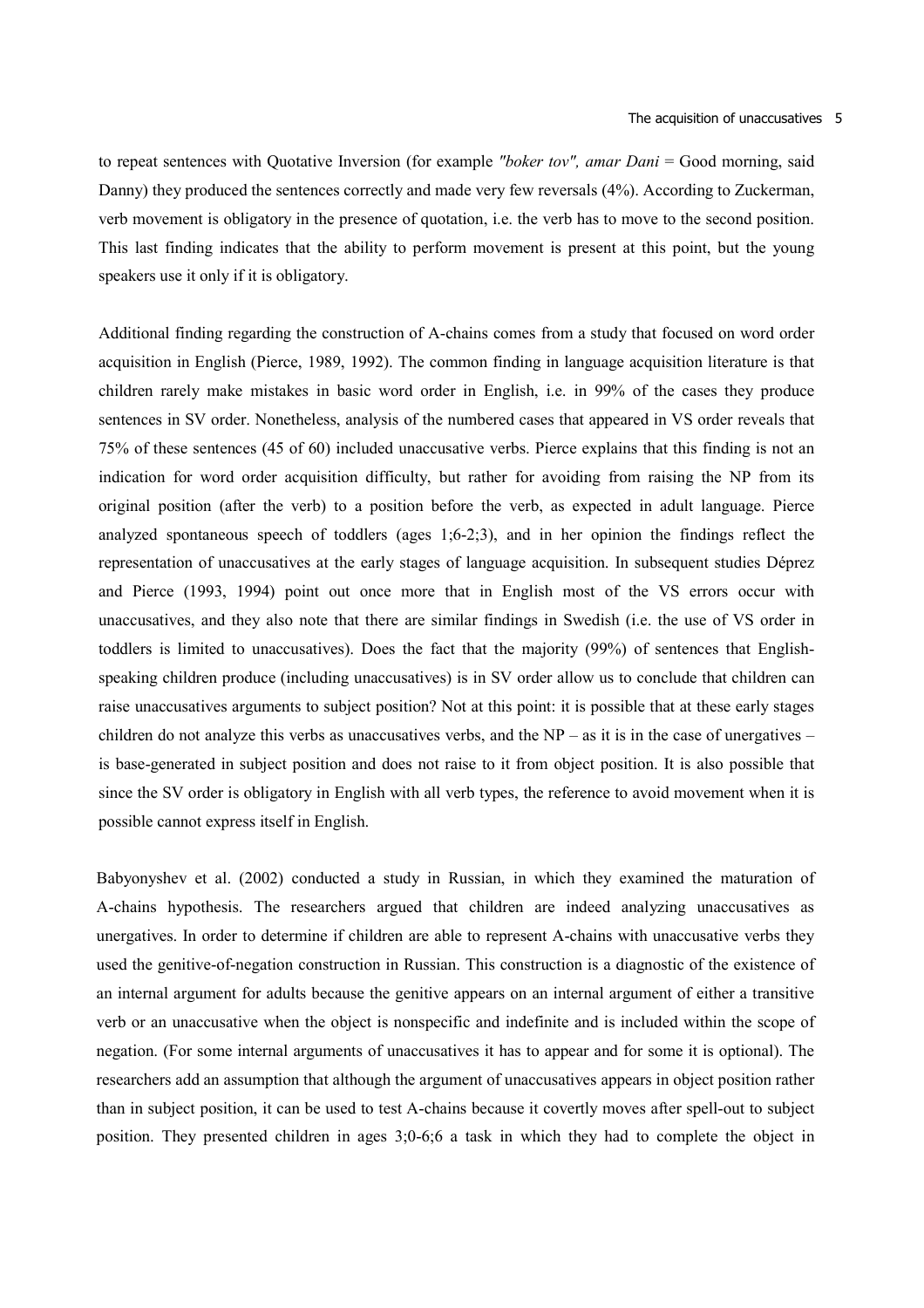to repeat sentences with Quotative Inversion (for example *"boker tov", amar Dani* = Good morning, said Danny) they produced the sentences correctly and made very few reversals (4%). According to Zuckerman, verb movement is obligatory in the presence of quotation, i.e. the verb has to move to the second position. This last finding indicates that the ability to perform movement is present at this point, but the young speakers use it only if it is obligatory.

Additional finding regarding the construction of A-chains comes from a study that focused on word order acquisition in English (Pierce, 1989, 1992). The common finding in language acquisition literature is that children rarely make mistakes in basic word order in English, i.e. in 99% of the cases they produce sentences in SV order. Nonetheless, analysis of the numbered cases that appeared in VS order reveals that 75% of these sentences (45 of 60) included unaccusative verbs. Pierce explains that this finding is not an indication for word order acquisition difficulty, but rather for avoiding from raising the NP from its original position (after the verb) to a position before the verb, as expected in adult language. Pierce analyzed spontaneous speech of toddlers (ages 1;6-2;3), and in her opinion the findings reflect the representation of unaccusatives at the early stages of language acquisition. In subsequent studies Déprez and Pierce (1993, 1994) point out once more that in English most of the VS errors occur with unaccusatives, and they also note that there are similar findings in Swedish (i.e. the use of VS order in toddlers is limited to unaccusatives). Does the fact that the majority (99%) of sentences that English-speaking children produce (including unaccusatives) is in SV order allow us to conclude that children can raise unaccusatives arguments to subject position? Not at this point: it is possible that at these early stages children do not analyze this verbs as unaccusatives verbs, and the NP – as it is in the case of unergatives – is base-generated in subject position and does not raise to it from object position. It is also possible that since the SV order is obligatory in English with all verb types, the reference to avoid movement when it is possible cannot express itself in English.

Babyonyshev et al. (2002) conducted a study in Russian, in which they examined the maturation of A-chains hypothesis. The researchers argued that children are indeed analyzing unaccusatives as unergatives. In order to determine if children are able to represent A-chains with unaccusative verbs they used the genitive-of-negation construction in Russian. This construction is a diagnostic of the existence of an internal argument for adults because the genitive appears on an internal argument of either a transitive verb or an unaccusative when the object is nonspecific and indefinite and is included within the scope of negation. (For some internal arguments of unaccusatives it has to appear and for some it is optional). The researchers add an assumption that although the argument of unaccusatives appears in object position rather than in subject position, it can be used to test A-chains because it covertly moves after spell-out to subject position. They presented children in ages 3;0-6;6 a task in which they had to complete the object in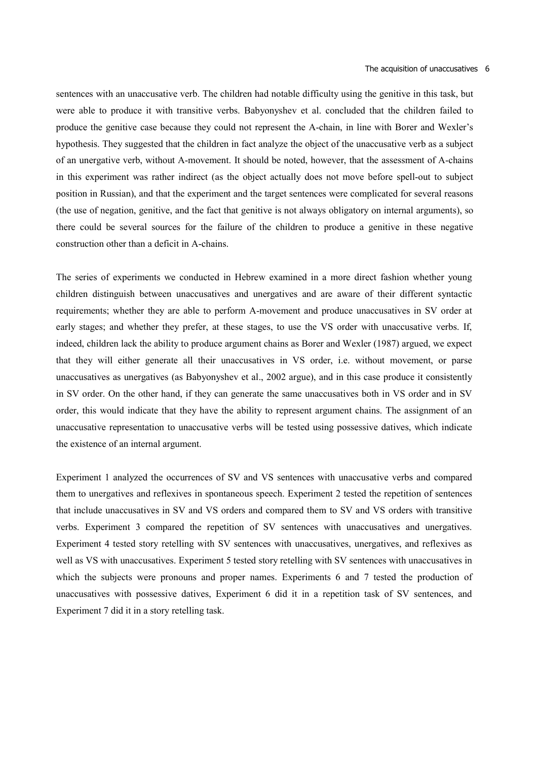sentences with an unaccusative verb. The children had notable difficulty using the genitive in this task, but were able to produce it with transitive verbs. Babyonyshev et al. concluded that the children failed to produce the genitive case because they could not represent the A-chain, in line with Borer and Wexler's hypothesis. They suggested that the children in fact analyze the object of the unaccusative verb as a subject of an unergative verb, without A-movement. It should be noted, however, that the assessment of A-chains in this experiment was rather indirect (as the object actually does not move before spell-out to subject position in Russian), and that the experiment and the target sentences were complicated for several reasons (the use of negation, genitive, and the fact that genitive is not always obligatory on internal arguments), so there could be several sources for the failure of the children to produce a genitive in these negative construction other than a deficit in A-chains.

The series of experiments we conducted in Hebrew examined in a more direct fashion whether young children distinguish between unaccusatives and unergatives and are aware of their different syntactic requirements; whether they are able to perform A-movement and produce unaccusatives in SV order at early stages; and whether they prefer, at these stages, to use the VS order with unaccusative verbs. If, indeed, children lack the ability to produce argument chains as Borer and Wexler (1987) argued, we expect that they will either generate all their unaccusatives in VS order, i.e. without movement, or parse unaccusatives as unergatives (as Babyonyshev et al., 2002 argue), and in this case produce it consistently in SV order. On the other hand, if they can generate the same unaccusatives both in VS order and in SV order, this would indicate that they have the ability to represent argument chains. The assignment of an unaccusative representation to unaccusative verbs will be tested using possessive datives, which indicate the existence of an internal argument.

Experiment 1 analyzed the occurrences of SV and VS sentences with unaccusative verbs and compared them to unergatives and reflexives in spontaneous speech. Experiment 2 tested the repetition of sentences that include unaccusatives in SV and VS orders and compared them to SV and VS orders with transitive verbs. Experiment 3 compared the repetition of SV sentences with unaccusatives and unergatives. Experiment 4 tested story retelling with SV sentences with unaccusatives, unergatives, and reflexives as well as VS with unaccusatives. Experiment 5 tested story retelling with SV sentences with unaccusatives in which the subjects were pronouns and proper names. Experiments 6 and 7 tested the production of unaccusatives with possessive datives, Experiment 6 did it in a repetition task of SV sentences, and Experiment 7 did it in a story retelling task.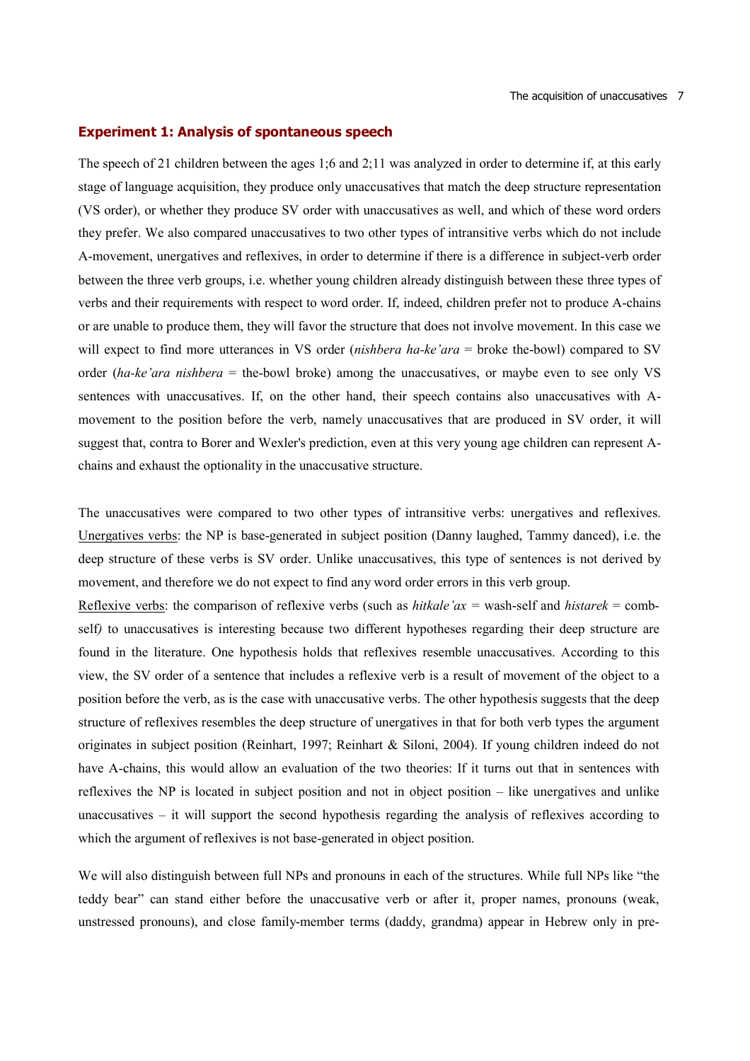## Experiment 1: Analysis of spontaneous speech

The speech of 21 children between the ages 1;6 and 2;11 was analyzed in order to determine if, at this early stage of language acquisition, they produce only unaccusatives that match the deep structure representation (VS order), or whether they produce SV order with unaccusatives as well, and which of these word orders they prefer. We also compared unaccusatives to two other types of intransitive verbs which do not include A-movement, unergatives and reflexives, in order to determine if there is a difference in subject-verb order between the three verb groups, i.e. whether young children already distinguish between these three types of verbs and their requirements with respect to word order. If, indeed, children prefer not to produce A-chains or are unable to produce them, they will favor the structure that does not involve movement. In this case we will expect to find more utterances in VS order (*nishbera ha-ke'ara* = broke the-bowl) compared to SV order (*ha-ke'ara nishbera* = the-bowl broke) among the unaccusatives, or maybe even to see only VS sentences with unaccusatives. If, on the other hand, their speech contains also unaccusatives with A-movement to the position before the verb, namely unaccusatives that are produced in SV order, it will suggest that, contra to Borer and Wexler's prediction, even at this very young age children can represent A-chains and exhaust the optionality in the unaccusative structure.

The unaccusatives were compared to two other types of intransitive verbs: unergatives and reflexives. <u>Unergatives verbs</u>: the NP is base-generated in subject position (Danny laughed, Tammy danced), i.e. the deep structure of these verbs is SV order. Unlike unaccusatives, this type of sentences is not derived by movement, and therefore we do not expect to find any word order errors in this verb group.

<u>Reflexive verbs</u>: the comparison of reflexive verbs (such as *hitkale'ax* = wash-self and *histarek* = comb-self*)* to unaccusatives is interesting because two different hypotheses regarding their deep structure are found in the literature. One hypothesis holds that reflexives resemble unaccusatives. According to this view, the SV order of a sentence that includes a reflexive verb is a result of movement of the object to a position before the verb, as is the case with unaccusative verbs. The other hypothesis suggests that the deep structure of reflexives resembles the deep structure of unergatives in that for both verb types the argument originates in subject position (Reinhart, 1997; Reinhart & Siloni, 2004). If young children indeed do not have A-chains, this would allow an evaluation of the two theories: If it turns out that in sentences with reflexives the NP is located in subject position and not in object position – like unergatives and unlike unaccusatives – it will support the second hypothesis regarding the analysis of reflexives according to which the argument of reflexives is not base-generated in object position.

We will also distinguish between full NPs and pronouns in each of the structures. While full NPs like "the teddy bear" can stand either before the unaccusative verb or after it, proper names, pronouns (weak, unstressed pronouns), and close family-member terms (daddy, grandma) appear in Hebrew only in pre-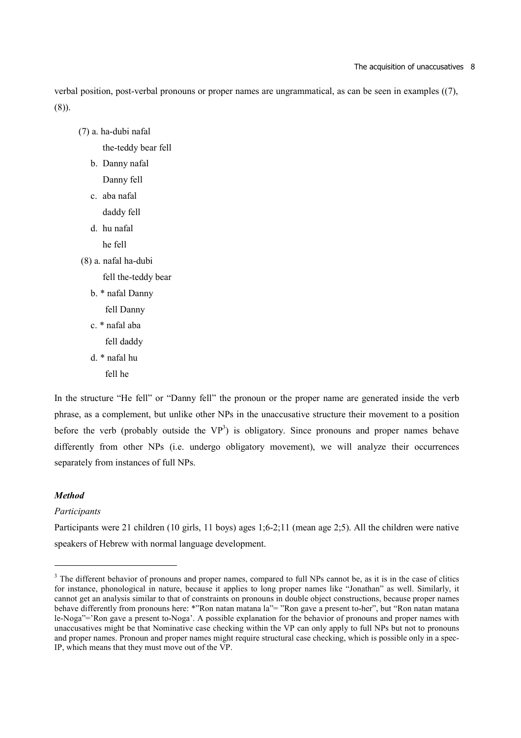verbal position, post-verbal pronouns or proper names are ungrammatical, as can be seen in examples ((7), (8)).

(7) a. ha-dubi nafal
    the-teddy bear fell
  b. Danny nafal
    Danny fell
  c. aba nafal
    daddy fell
  d. hu nafal
    he fell

(8) a. nafal ha-dubi
    fell the-teddy bear
  b. * nafal Danny
    fell Danny
  c. * nafal aba
    fell daddy
  d. * nafal hu
    fell he

In the structure "He fell" or "Danny fell" the pronoun or the proper name are generated inside the verb phrase, as a complement, but unlike other NPs in the unaccusative structure their movement to a position before the verb (probably outside the VP[3]) is obligatory. Since pronouns and proper names behave differently from other NPs (i.e. undergo obligatory movement), we will analyze their occurrences separately from instances of full NPs.

### *Method*

*Participants*

Participants were 21 children (10 girls, 11 boys) ages 1;6-2;11 (mean age 2;5). All the children were native speakers of Hebrew with normal language development.

---

[3] The different behavior of pronouns and proper names, compared to full NPs cannot be, as it is in the case of clitics for instance, phonological in nature, because it applies to long proper names like "Jonathan" as well. Similarly, it cannot get an analysis similar to that of constraints on pronouns in double object constructions, because proper names behave differently from pronouns here: *"Ron natan matana la"= "Ron gave a present to-her", but "Ron natan matana le-Noga"='Ron gave a present to-Noga'. A possible explanation for the behavior of pronouns and proper names with unaccusatives might be that Nominative case checking within the VP can only apply to full NPs but not to pronouns and proper names. Pronoun and proper names might require structural case checking, which is possible only in a spec-IP, which means that they must move out of the VP.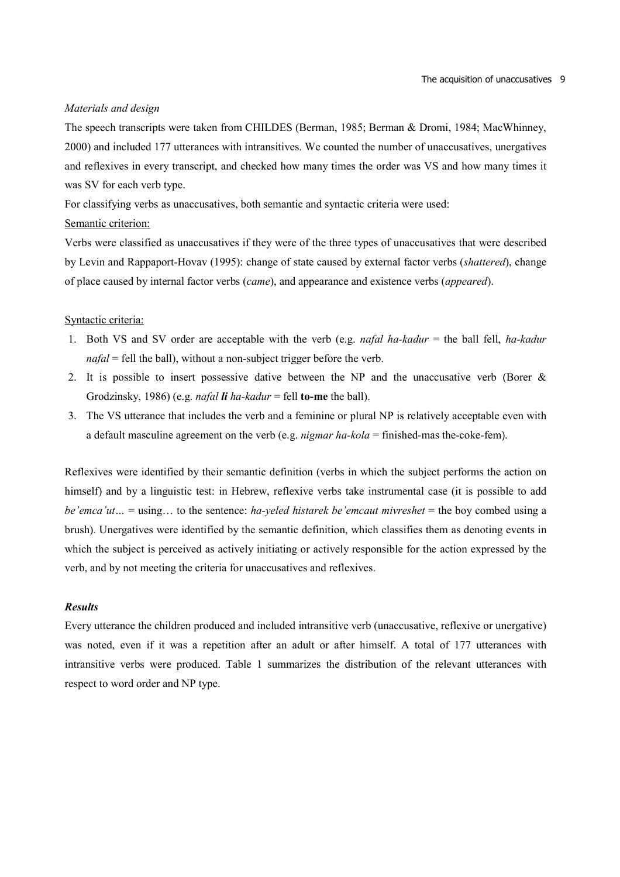*Materials and design*

The speech transcripts were taken from CHILDES (Berman, 1985; Berman & Dromi, 1984; MacWhinney, 2000) and included 177 utterances with intransitives. We counted the number of unaccusatives, unergatives and reflexives in every transcript, and checked how many times the order was VS and how many times it was SV for each verb type.

For classifying verbs as unaccusatives, both semantic and syntactic criteria were used:

<u>Semantic criterion:</u>

Verbs were classified as unaccusatives if they were of the three types of unaccusatives that were described by Levin and Rappaport-Hovav (1995): change of state caused by external factor verbs (*shattered*), change of place caused by internal factor verbs (*came*), and appearance and existence verbs (*appeared*).

<u>Syntactic criteria:</u>

1. Both VS and SV order are acceptable with the verb (e.g. *nafal ha-kadur* = the ball fell, *ha-kadur nafal* = fell the ball), without a non-subject trigger before the verb.
2. It is possible to insert possessive dative between the NP and the unaccusative verb (Borer & Grodzinsky, 1986) (e.g. *nafal* ***li*** *ha-kadur* = fell **to-me** the ball).
3. The VS utterance that includes the verb and a feminine or plural NP is relatively acceptable even with a default masculine agreement on the verb (e.g. *nigmar ha-kola* = finished-mas the-coke-fem).

Reflexives were identified by their semantic definition (verbs in which the subject performs the action on himself) and by a linguistic test: in Hebrew, reflexive verbs take instrumental case (it is possible to add *be'emca'ut…* = using… to the sentence: *ha-yeled histarek be'emcaut mivreshet* = the boy combed using a brush). Unergatives were identified by the semantic definition, which classifies them as denoting events in which the subject is perceived as actively initiating or actively responsible for the action expressed by the verb, and by not meeting the criteria for unaccusatives and reflexives.

***Results***

Every utterance the children produced and included intransitive verb (unaccusative, reflexive or unergative) was noted, even if it was a repetition after an adult or after himself. A total of 177 utterances with intransitive verbs were produced. Table 1 summarizes the distribution of the relevant utterances with respect to word order and NP type.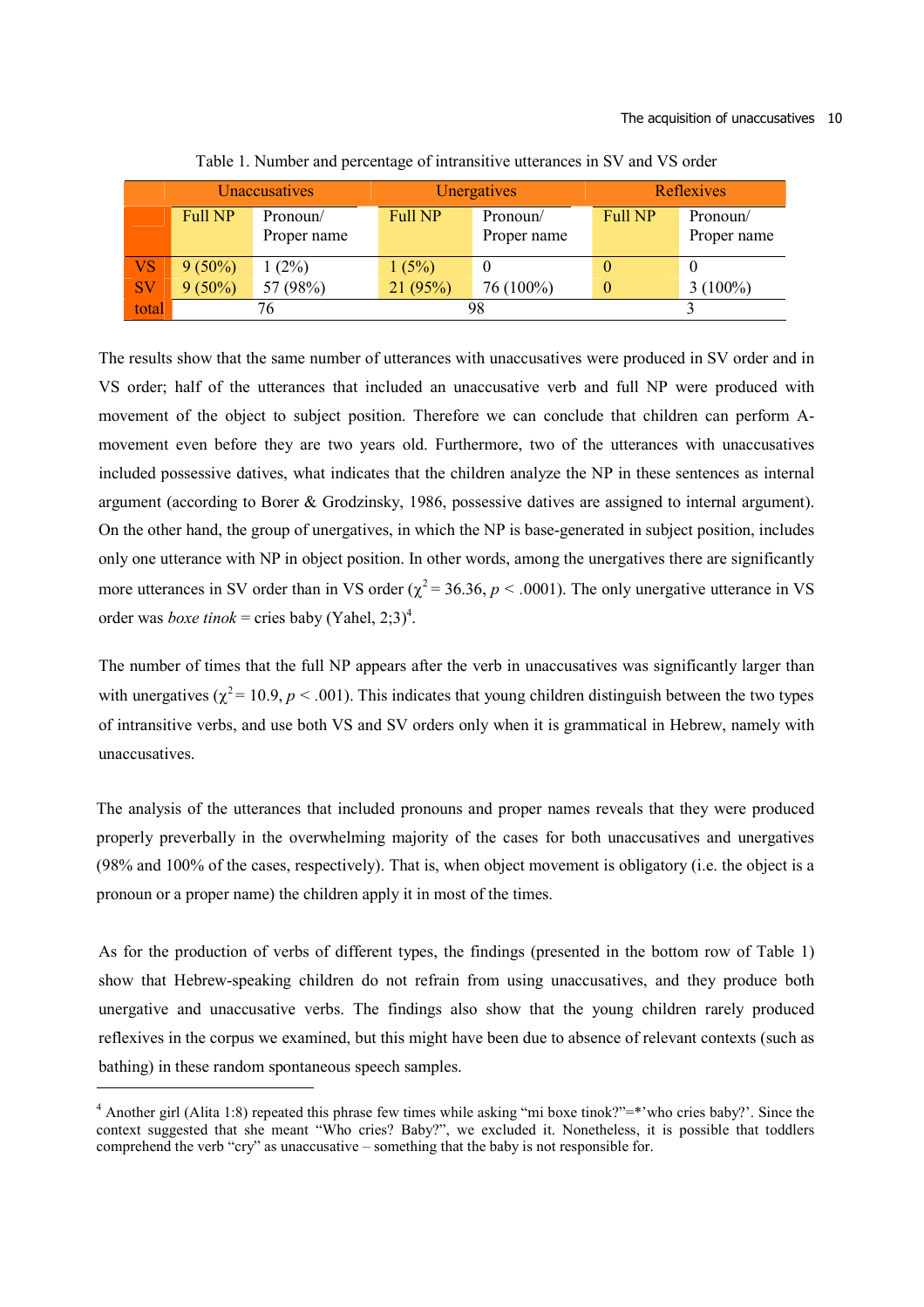Table 1. Number and percentage of intransitive utterances in SV and VS order

| | Unaccusatives | | Unergatives | | Reflexives | |
|---|---|---|---|---|---|---|
| | Full NP | Pronoun/ Proper name | Full NP | Pronoun/ Proper name | Full NP | Pronoun/ Proper name |
| VS | 9 (50%) | 1 (2%) | 1 (5%) | 0 | 0 | 0 |
| SV | 9 (50%) | 57 (98%) | 21 (95%) | 76 (100%) | 0 | 3 (100%) |
| total | 76 | | 98 | | 3 | |

The results show that the same number of utterances with unaccusatives were produced in SV order and in VS order; half of the utterances that included an unaccusative verb and full NP were produced with movement of the object to subject position. Therefore we can conclude that children can perform A-movement even before they are two years old. Furthermore, two of the utterances with unaccusatives included possessive datives, what indicates that the children analyze the NP in these sentences as internal argument (according to Borer & Grodzinsky, 1986, possessive datives are assigned to internal argument). On the other hand, the group of unergatives, in which the NP is base-generated in subject position, includes only one utterance with NP in object position. In other words, among the unergatives there are significantly more utterances in SV order than in VS order ($\chi^2 = 36.36$, $p < .0001$). The only unergative utterance in VS order was *boxe tinok* = cries baby (Yahel, 2;3)[4].

The number of times that the full NP appears after the verb in unaccusatives was significantly larger than with unergatives ($\chi^2 = 10.9$, $p < .001$). This indicates that young children distinguish between the two types of intransitive verbs, and use both VS and SV orders only when it is grammatical in Hebrew, namely with unaccusatives.

The analysis of the utterances that included pronouns and proper names reveals that they were produced properly preverbally in the overwhelming majority of the cases for both unaccusatives and unergatives (98% and 100% of the cases, respectively). That is, when object movement is obligatory (i.e. the object is a pronoun or a proper name) the children apply it in most of the times.

As for the production of verbs of different types, the findings (presented in the bottom row of Table 1) show that Hebrew-speaking children do not refrain from using unaccusatives, and they produce both unergative and unaccusative verbs. The findings also show that the young children rarely produced reflexives in the corpus we examined, but this might have been due to absence of relevant contexts (such as bathing) in these random spontaneous speech samples.

[4] Another girl (Alita 1:8) repeated this phrase few times while asking "mi boxe tinok?"=*'who cries baby?'. Since the context suggested that she meant "Who cries? Baby?", we excluded it. Nonetheless, it is possible that toddlers comprehend the verb "cry" as unaccusative – something that the baby is not responsible for.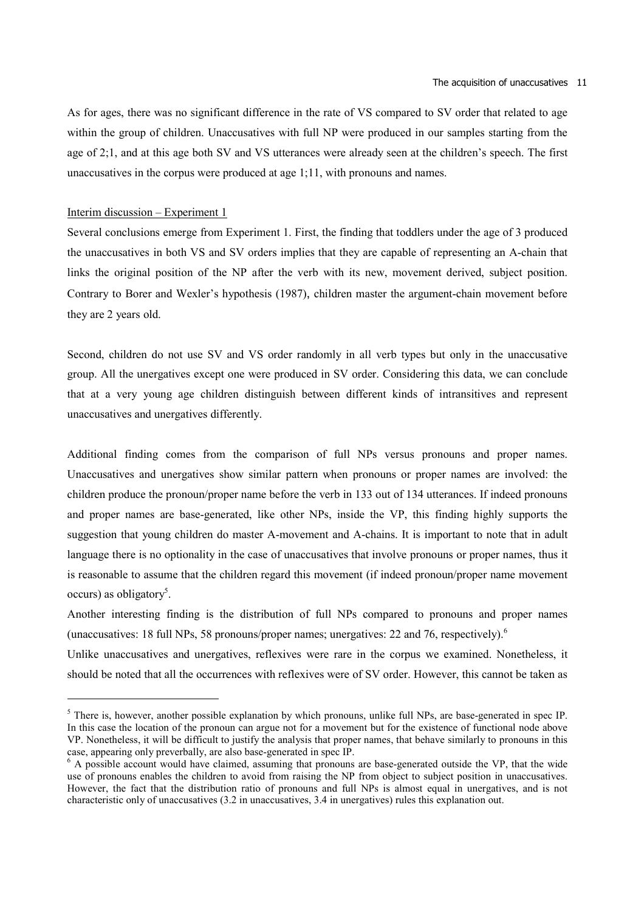As for ages, there was no significant difference in the rate of VS compared to SV order that related to age within the group of children. Unaccusatives with full NP were produced in our samples starting from the age of 2;1, and at this age both SV and VS utterances were already seen at the children's speech. The first unaccusatives in the corpus were produced at age 1;11, with pronouns and names.

<u>Interim discussion – Experiment 1</u>

Several conclusions emerge from Experiment 1. First, the finding that toddlers under the age of 3 produced the unaccusatives in both VS and SV orders implies that they are capable of representing an A-chain that links the original position of the NP after the verb with its new, movement derived, subject position. Contrary to Borer and Wexler's hypothesis (1987), children master the argument-chain movement before they are 2 years old.

Second, children do not use SV and VS order randomly in all verb types but only in the unaccusative group. All the unergatives except one were produced in SV order. Considering this data, we can conclude that at a very young age children distinguish between different kinds of intransitives and represent unaccusatives and unergatives differently.

Additional finding comes from the comparison of full NPs versus pronouns and proper names. Unaccusatives and unergatives show similar pattern when pronouns or proper names are involved: the children produce the pronoun/proper name before the verb in 133 out of 134 utterances. If indeed pronouns and proper names are base-generated, like other NPs, inside the VP, this finding highly supports the suggestion that young children do master A-movement and A-chains. It is important to note that in adult language there is no optionality in the case of unaccusatives that involve pronouns or proper names, thus it is reasonable to assume that the children regard this movement (if indeed pronoun/proper name movement occurs) as obligatory[5].

Another interesting finding is the distribution of full NPs compared to pronouns and proper names (unaccusatives: 18 full NPs, 58 pronouns/proper names; unergatives: 22 and 76, respectively).[6]

Unlike unaccusatives and unergatives, reflexives were rare in the corpus we examined. Nonetheless, it should be noted that all the occurrences with reflexives were of SV order. However, this cannot be taken as

---

[5] There is, however, another possible explanation by which pronouns, unlike full NPs, are base-generated in spec IP. In this case the location of the pronoun can argue not for a movement but for the existence of functional node above VP. Nonetheless, it will be difficult to justify the analysis that proper names, that behave similarly to pronouns in this case, appearing only preverbally, are also base-generated in spec IP.

[6] A possible account would have claimed, assuming that pronouns are base-generated outside the VP, that the wide use of pronouns enables the children to avoid from raising the NP from object to subject position in unaccusatives. However, the fact that the distribution ratio of pronouns and full NPs is almost equal in unergatives, and is not characteristic only of unaccusatives (3.2 in unaccusatives, 3.4 in unergatives) rules this explanation out.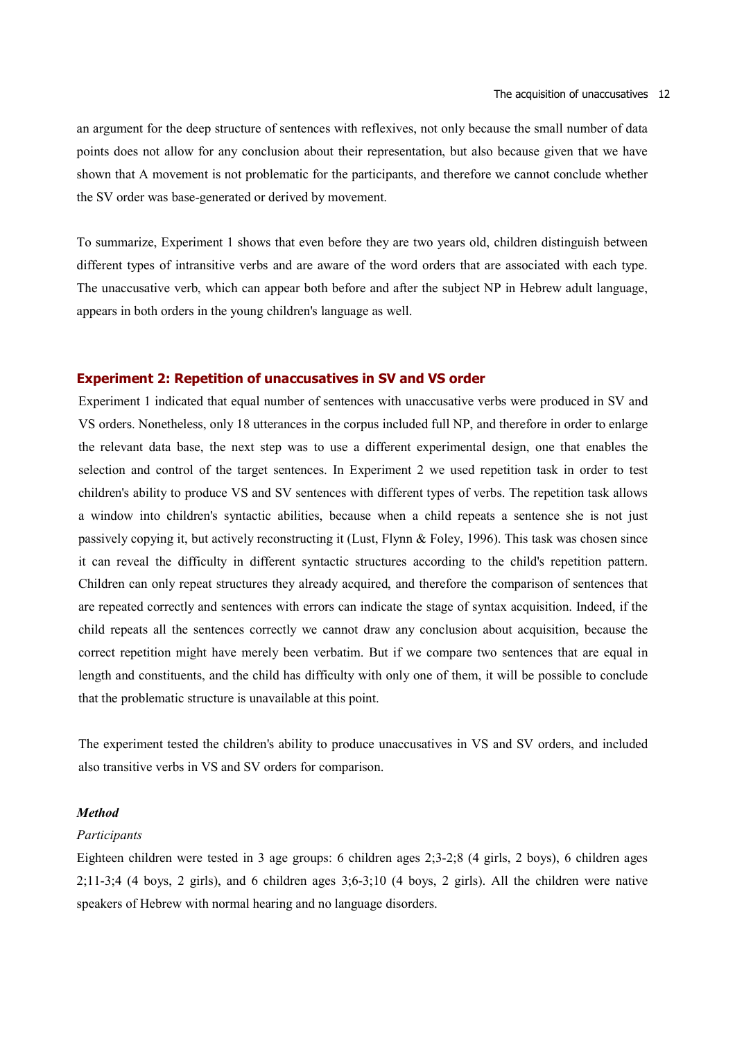an argument for the deep structure of sentences with reflexives, not only because the small number of data points does not allow for any conclusion about their representation, but also because given that we have shown that A movement is not problematic for the participants, and therefore we cannot conclude whether the SV order was base-generated or derived by movement.

To summarize, Experiment 1 shows that even before they are two years old, children distinguish between different types of intransitive verbs and are aware of the word orders that are associated with each type. The unaccusative verb, which can appear both before and after the subject NP in Hebrew adult language, appears in both orders in the young children's language as well.

## Experiment 2: Repetition of unaccusatives in SV and VS order

Experiment 1 indicated that equal number of sentences with unaccusative verbs were produced in SV and VS orders. Nonetheless, only 18 utterances in the corpus included full NP, and therefore in order to enlarge the relevant data base, the next step was to use a different experimental design, one that enables the selection and control of the target sentences. In Experiment 2 we used repetition task in order to test children's ability to produce VS and SV sentences with different types of verbs. The repetition task allows a window into children's syntactic abilities, because when a child repeats a sentence she is not just passively copying it, but actively reconstructing it (Lust, Flynn & Foley, 1996). This task was chosen since it can reveal the difficulty in different syntactic structures according to the child's repetition pattern. Children can only repeat structures they already acquired, and therefore the comparison of sentences that are repeated correctly and sentences with errors can indicate the stage of syntax acquisition. Indeed, if the child repeats all the sentences correctly we cannot draw any conclusion about acquisition, because the correct repetition might have merely been verbatim. But if we compare two sentences that are equal in length and constituents, and the child has difficulty with only one of them, it will be possible to conclude that the problematic structure is unavailable at this point.

The experiment tested the children's ability to produce unaccusatives in VS and SV orders, and included also transitive verbs in VS and SV orders for comparison.

### *Method*

#### *Participants*

Eighteen children were tested in 3 age groups: 6 children ages 2;3-2;8 (4 girls, 2 boys), 6 children ages 2;11-3;4 (4 boys, 2 girls), and 6 children ages 3;6-3;10 (4 boys, 2 girls). All the children were native speakers of Hebrew with normal hearing and no language disorders.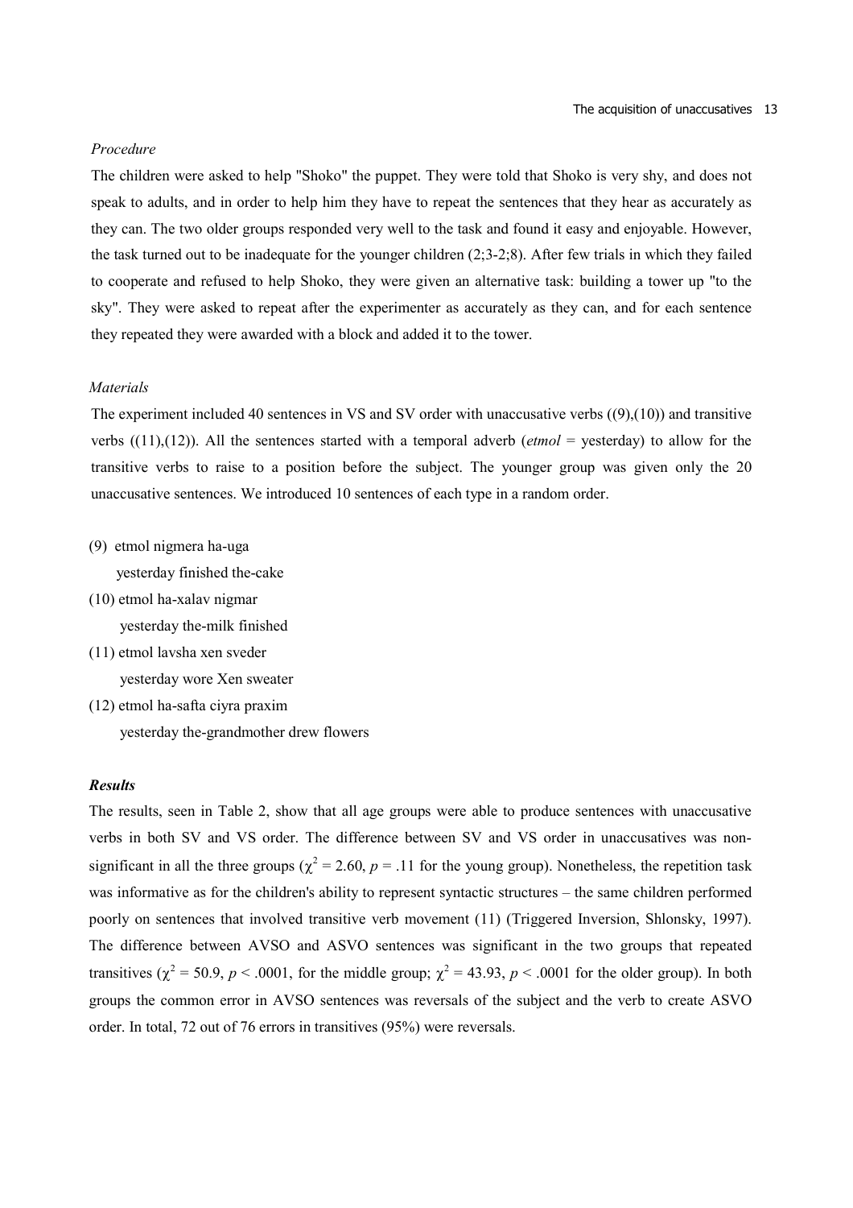*Procedure*

The children were asked to help "Shoko" the puppet. They were told that Shoko is very shy, and does not speak to adults, and in order to help him they have to repeat the sentences that they hear as accurately as they can. The two older groups responded very well to the task and found it easy and enjoyable. However, the task turned out to be inadequate for the younger children (2;3-2;8). After few trials in which they failed to cooperate and refused to help Shoko, they were given an alternative task: building a tower up "to the sky". They were asked to repeat after the experimenter as accurately as they can, and for each sentence they repeated they were awarded with a block and added it to the tower.

*Materials*

The experiment included 40 sentences in VS and SV order with unaccusative verbs ((9),(10)) and transitive verbs ((11),(12)). All the sentences started with a temporal adverb (*etmol* = yesterday) to allow for the transitive verbs to raise to a position before the subject. The younger group was given only the 20 unaccusative sentences. We introduced 10 sentences of each type in a random order.

(9) etmol nigmera ha-uga
 yesterday finished the-cake

(10) etmol ha-xalav nigmar
 yesterday the-milk finished

(11) etmol lavsha xen sveder
 yesterday wore Xen sweater

(12) etmol ha-safta ciyra praxim
 yesterday the-grandmother drew flowers

***Results***

The results, seen in Table 2, show that all age groups were able to produce sentences with unaccusative verbs in both SV and VS order. The difference between SV and VS order in unaccusatives was non-significant in all the three groups ($\chi^2 = 2.60$, $p = .11$ for the young group). Nonetheless, the repetition task was informative as for the children's ability to represent syntactic structures – the same children performed poorly on sentences that involved transitive verb movement (11) (Triggered Inversion, Shlonsky, 1997). The difference between AVSO and ASVO sentences was significant in the two groups that repeated transitives ($\chi^2 = 50.9$, $p < .0001$, for the middle group; $\chi^2 = 43.93$, $p < .0001$ for the older group). In both groups the common error in AVSO sentences was reversals of the subject and the verb to create ASVO order. In total, 72 out of 76 errors in transitives (95%) were reversals.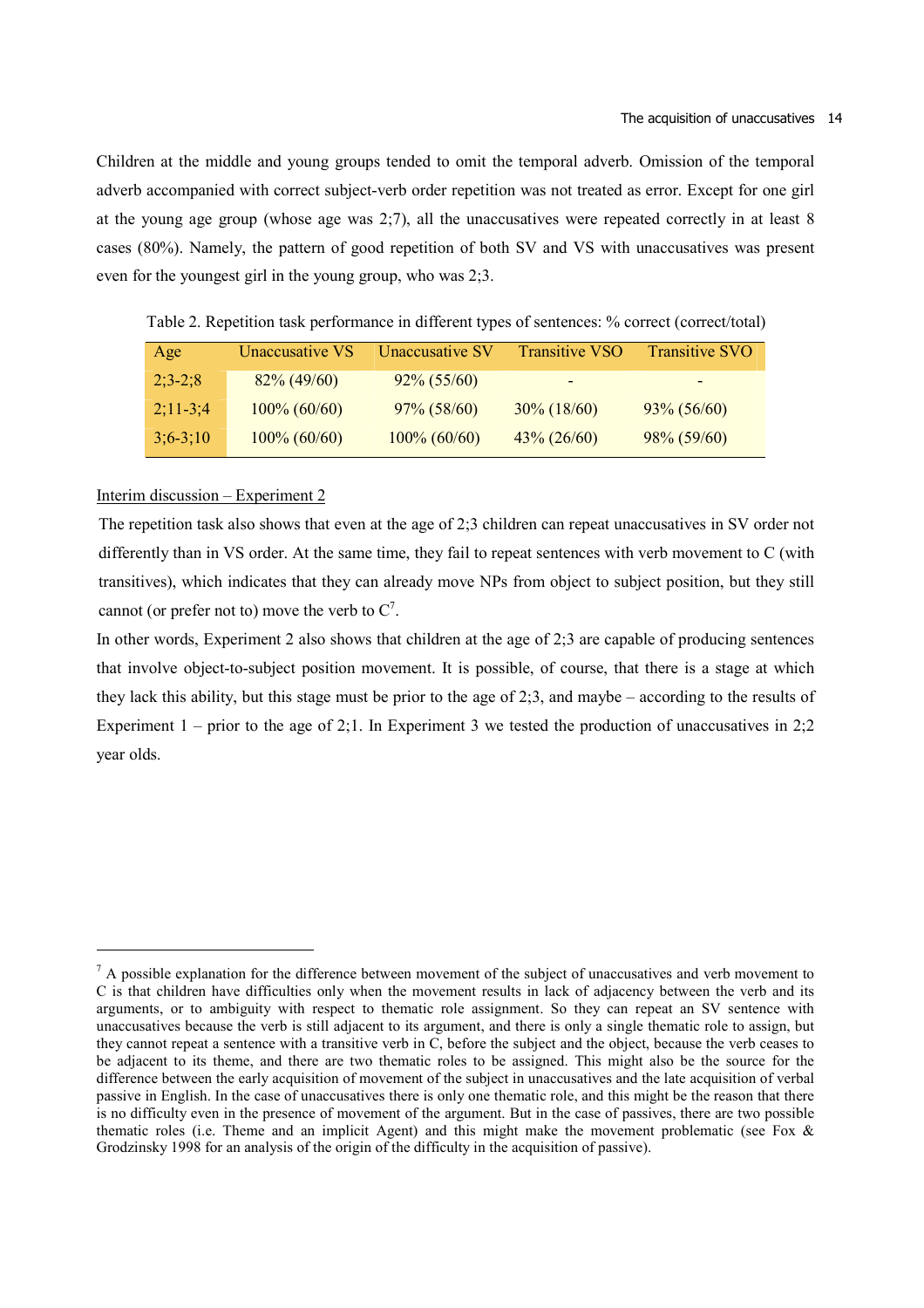Children at the middle and young groups tended to omit the temporal adverb. Omission of the temporal adverb accompanied with correct subject-verb order repetition was not treated as error. Except for one girl at the young age group (whose age was 2;7), all the unaccusatives were repeated correctly in at least 8 cases (80%). Namely, the pattern of good repetition of both SV and VS with unaccusatives was present even for the youngest girl in the young group, who was 2;3.

Table 2. Repetition task performance in different types of sentences: % correct (correct/total)

| Age | Unaccusative VS | Unaccusative SV | Transitive VSO | Transitive SVO |
|---|---|---|---|---|
| 2;3-2;8 | 82% (49/60) | 92% (55/60) | - | - |
| 2;11-3;4 | 100% (60/60) | 97% (58/60) | 30% (18/60) | 93% (56/60) |
| 3;6-3;10 | 100% (60/60) | 100% (60/60) | 43% (26/60) | 98% (59/60) |

<u>Interim discussion – Experiment 2</u>

The repetition task also shows that even at the age of 2;3 children can repeat unaccusatives in SV order not differently than in VS order. At the same time, they fail to repeat sentences with verb movement to C (with transitives), which indicates that they can already move NPs from object to subject position, but they still cannot (or prefer not to) move the verb to C[7].

In other words, Experiment 2 also shows that children at the age of 2;3 are capable of producing sentences that involve object-to-subject position movement. It is possible, of course, that there is a stage at which they lack this ability, but this stage must be prior to the age of 2;3, and maybe – according to the results of Experiment 1 – prior to the age of 2;1. In Experiment 3 we tested the production of unaccusatives in 2;2 year olds.

[7] A possible explanation for the difference between movement of the subject of unaccusatives and verb movement to C is that children have difficulties only when the movement results in lack of adjacency between the verb and its arguments, or to ambiguity with respect to thematic role assignment. So they can repeat an SV sentence with unaccusatives because the verb is still adjacent to its argument, and there is only a single thematic role to assign, but they cannot repeat a sentence with a transitive verb in C, before the subject and the object, because the verb ceases to be adjacent to its theme, and there are two thematic roles to be assigned. This might also be the source for the difference between the early acquisition of movement of the subject in unaccusatives and the late acquisition of verbal passive in English. In the case of unaccusatives there is only one thematic role, and this might be the reason that there is no difficulty even in the presence of movement of the argument. But in the case of passives, there are two possible thematic roles (i.e. Theme and an implicit Agent) and this might make the movement problematic (see Fox & Grodzinsky 1998 for an analysis of the origin of the difficulty in the acquisition of passive).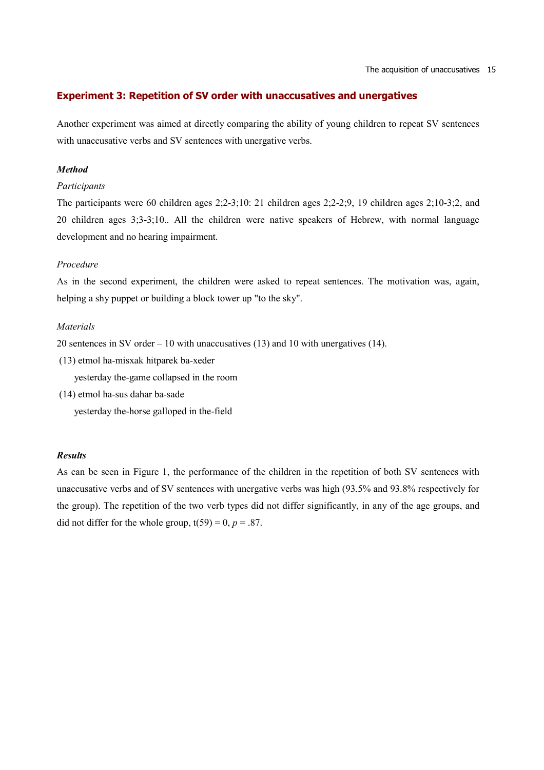## Experiment 3: Repetition of SV order with unaccusatives and unergatives

Another experiment was aimed at directly comparing the ability of young children to repeat SV sentences with unaccusative verbs and SV sentences with unergative verbs.

### *Method*

*Participants*

The participants were 60 children ages 2;2-3;10: 21 children ages 2;2-2;9, 19 children ages 2;10-3;2, and 20 children ages 3;3-3;10.. All the children were native speakers of Hebrew, with normal language development and no hearing impairment.

*Procedure*

As in the second experiment, the children were asked to repeat sentences. The motivation was, again, helping a shy puppet or building a block tower up "to the sky".

*Materials*

20 sentences in SV order – 10 with unaccusatives (13) and 10 with unergatives (14).

(13) etmol ha-misxak hitparek ba-xeder

 yesterday the-game collapsed in the room

(14) etmol ha-sus dahar ba-sade

 yesterday the-horse galloped in the-field

### *Results*

As can be seen in Figure 1, the performance of the children in the repetition of both SV sentences with unaccusative verbs and of SV sentences with unergative verbs was high (93.5% and 93.8% respectively for the group). The repetition of the two verb types did not differ significantly, in any of the age groups, and did not differ for the whole group, $t(59) = 0$, $p = .87$.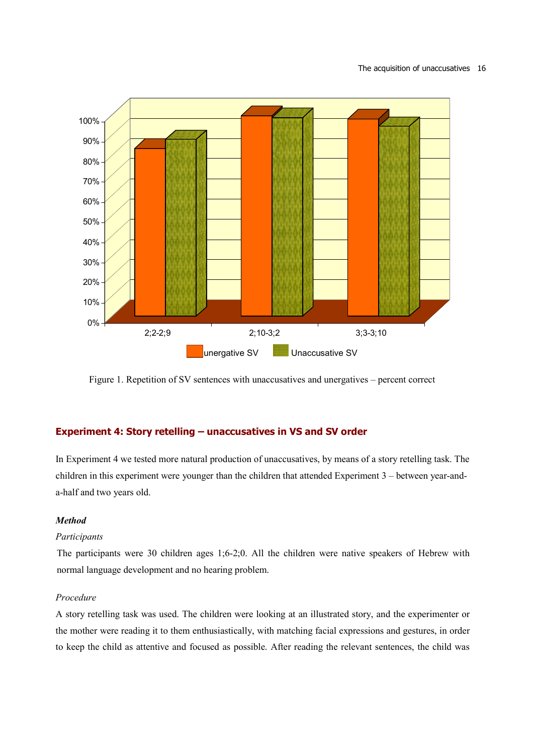Figure 1. Repetition of SV sentences with unaccusatives and unergatives – percent correct

## Experiment 4: Story retelling – unaccusatives in VS and SV order

In Experiment 4 we tested more natural production of unaccusatives, by means of a story retelling task. The children in this experiment were younger than the children that attended Experiment 3 – between year-and-a-half and two years old.

### *Method*

#### *Participants*

The participants were 30 children ages 1;6-2;0. All the children were native speakers of Hebrew with normal language development and no hearing problem.

#### *Procedure*

A story retelling task was used. The children were looking at an illustrated story, and the experimenter or the mother were reading it to them enthusiastically, with matching facial expressions and gestures, in order to keep the child as attentive and focused as possible. After reading the relevant sentences, the child was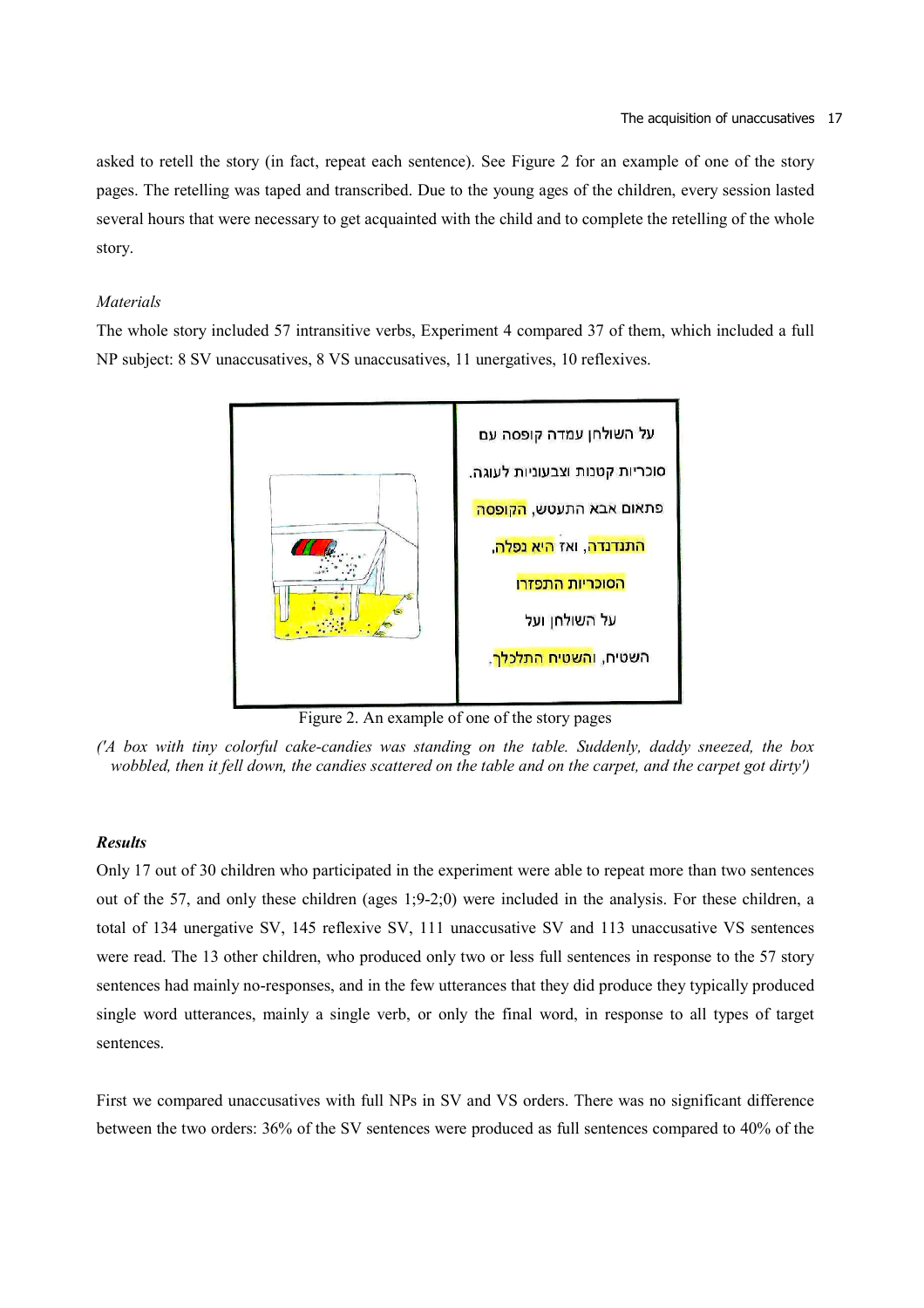asked to retell the story (in fact, repeat each sentence). See Figure 2 for an example of one of the story pages. The retelling was taped and transcribed. Due to the young ages of the children, every session lasted several hours that were necessary to get acquainted with the child and to complete the retelling of the whole story.

*Materials*

The whole story included 57 intransitive verbs, Experiment 4 compared 37 of them, which included a full NP subject: 8 SV unaccusatives, 8 VS unaccusatives, 11 unergatives, 10 reflexives.

על השולחן עמדה קופסה עם
סוכריות קטנות וצבעוניות לעוגה.
פתאום אבא התעטש, הקופסה
התנדנדה, ואז היא נפלה,
הסוכריות התפזרו
על השולחן ועל
השטיח, והשטיח התלכלך.

Figure 2. An example of one of the story pages

*('A box with tiny colorful cake-candies was standing on the table. Suddenly, daddy sneezed, the box wobbled, then it fell down, the candies scattered on the table and on the carpet, and the carpet got dirty')*

***Results***

Only 17 out of 30 children who participated in the experiment were able to repeat more than two sentences out of the 57, and only these children (ages 1;9-2;0) were included in the analysis. For these children, a total of 134 unergative SV, 145 reflexive SV, 111 unaccusative SV and 113 unaccusative VS sentences were read. The 13 other children, who produced only two or less full sentences in response to the 57 story sentences had mainly no-responses, and in the few utterances that they did produce they typically produced single word utterances, mainly a single verb, or only the final word, in response to all types of target sentences.

First we compared unaccusatives with full NPs in SV and VS orders. There was no significant difference between the two orders: 36% of the SV sentences were produced as full sentences compared to 40% of the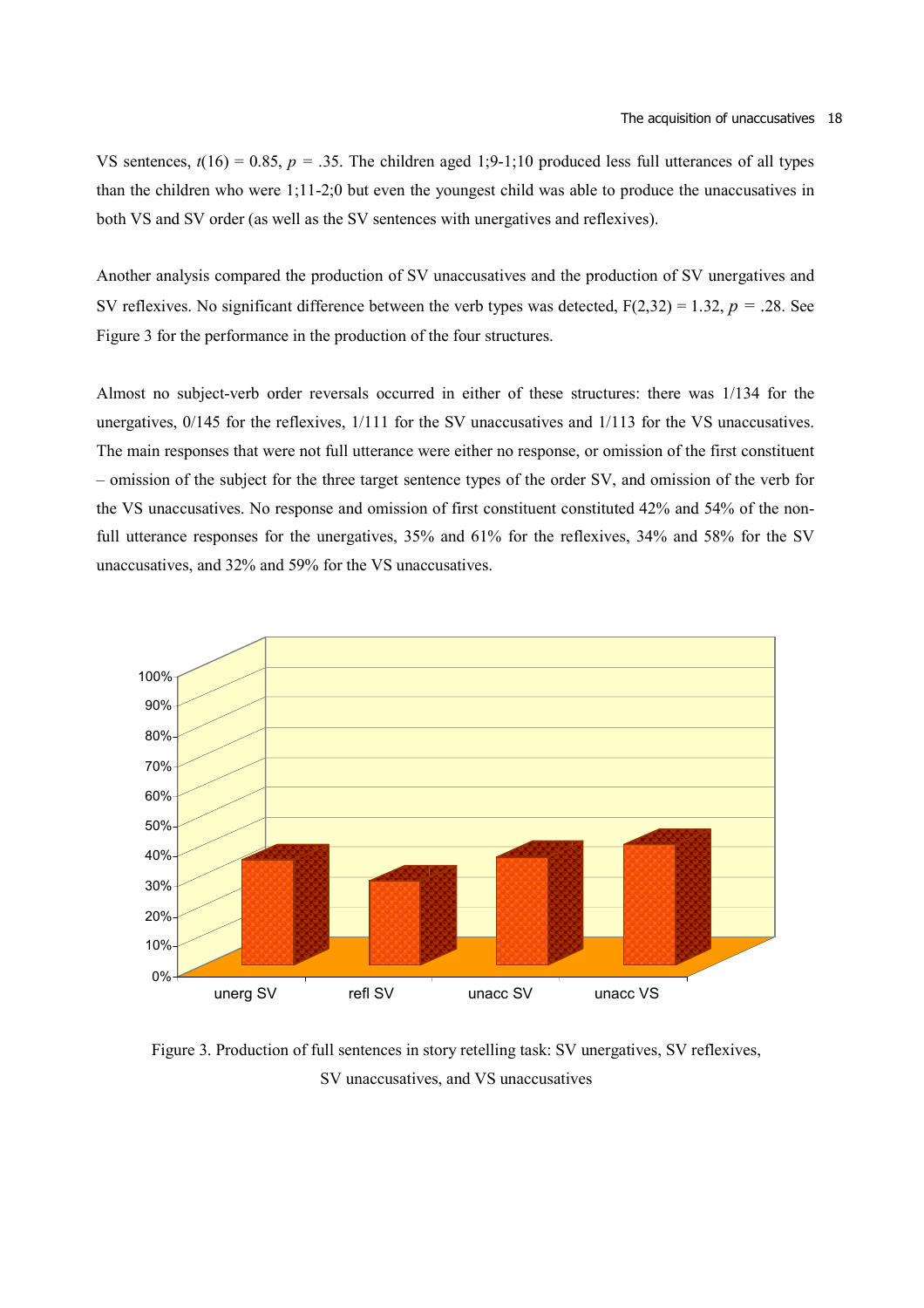VS sentences, $t(16) = 0.85$, $p = .35$. The children aged 1;9-1;10 produced less full utterances of all types than the children who were 1;11-2;0 but even the youngest child was able to produce the unaccusatives in both VS and SV order (as well as the SV sentences with unergatives and reflexives).

Another analysis compared the production of SV unaccusatives and the production of SV unergatives and SV reflexives. No significant difference between the verb types was detected, $F(2,32) = 1.32$, $p = .28$. See Figure 3 for the performance in the production of the four structures.

Almost no subject-verb order reversals occurred in either of these structures: there was 1/134 for the unergatives, 0/145 for the reflexives, 1/111 for the SV unaccusatives and 1/113 for the VS unaccusatives. The main responses that were not full utterance were either no response, or omission of the first constituent – omission of the subject for the three target sentence types of the order SV, and omission of the verb for the VS unaccusatives. No response and omission of first constituent constituted 42% and 54% of the non-full utterance responses for the unergatives, 35% and 61% for the reflexives, 34% and 58% for the SV unaccusatives, and 32% and 59% for the VS unaccusatives.

Figure 3. Production of full sentences in story retelling task: SV unergatives, SV reflexives, SV unaccusatives, and VS unaccusatives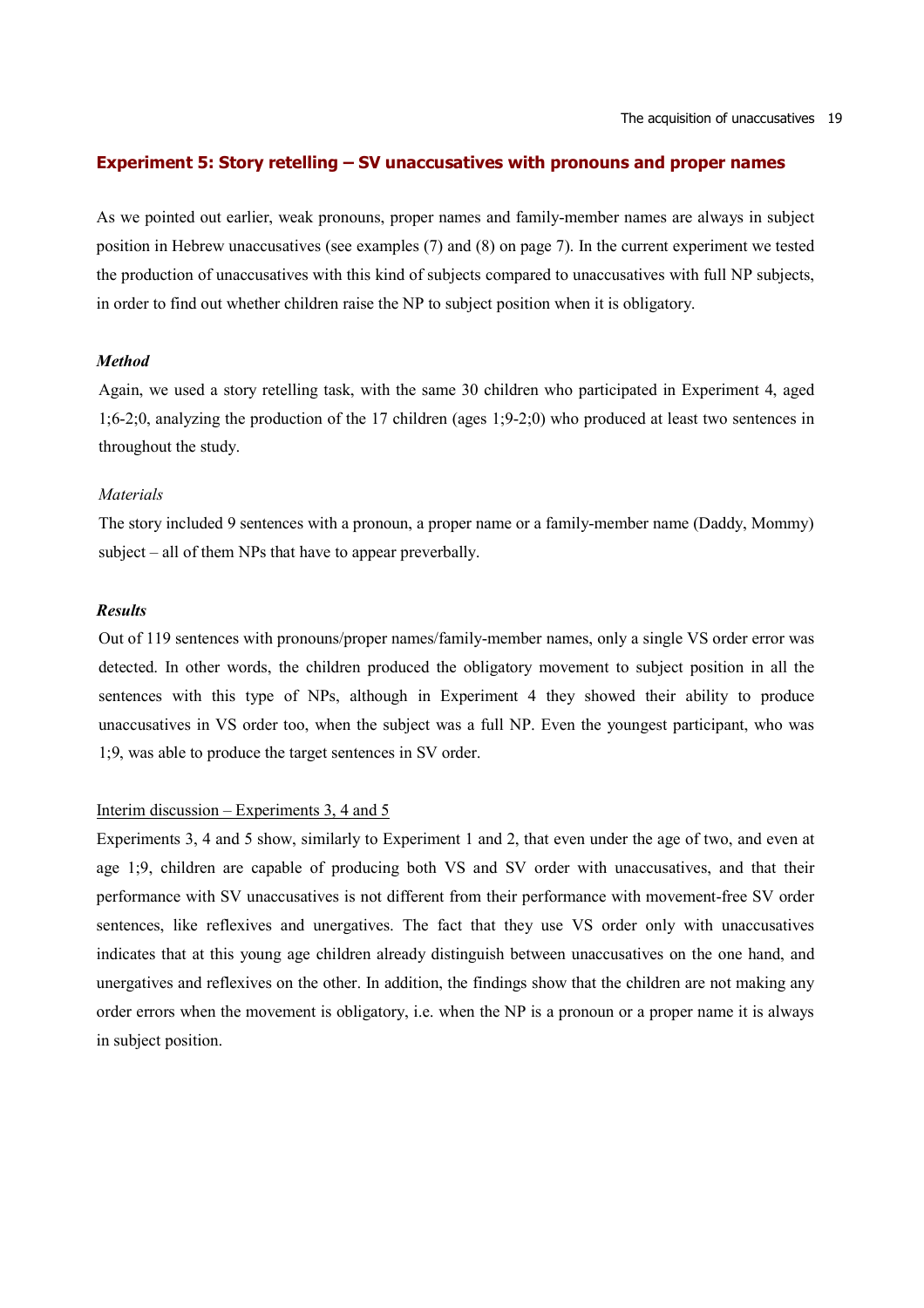## Experiment 5: Story retelling – SV unaccusatives with pronouns and proper names

As we pointed out earlier, weak pronouns, proper names and family-member names are always in subject position in Hebrew unaccusatives (see examples (7) and (8) on page 7). In the current experiment we tested the production of unaccusatives with this kind of subjects compared to unaccusatives with full NP subjects, in order to find out whether children raise the NP to subject position when it is obligatory.

### *Method*

Again, we used a story retelling task, with the same 30 children who participated in Experiment 4, aged 1;6-2;0, analyzing the production of the 17 children (ages 1;9-2;0) who produced at least two sentences in throughout the study.

*Materials*

The story included 9 sentences with a pronoun, a proper name or a family-member name (Daddy, Mommy) subject – all of them NPs that have to appear preverbally.

### *Results*

Out of 119 sentences with pronouns/proper names/family-member names, only a single VS order error was detected. In other words, the children produced the obligatory movement to subject position in all the sentences with this type of NPs, although in Experiment 4 they showed their ability to produce unaccusatives in VS order too, when the subject was a full NP. Even the youngest participant, who was 1;9, was able to produce the target sentences in SV order.

Interim discussion – Experiments 3, 4 and 5

Experiments 3, 4 and 5 show, similarly to Experiment 1 and 2, that even under the age of two, and even at age 1;9, children are capable of producing both VS and SV order with unaccusatives, and that their performance with SV unaccusatives is not different from their performance with movement-free SV order sentences, like reflexives and unergatives. The fact that they use VS order only with unaccusatives indicates that at this young age children already distinguish between unaccusatives on the one hand, and unergatives and reflexives on the other. In addition, the findings show that the children are not making any order errors when the movement is obligatory, i.e. when the NP is a pronoun or a proper name it is always in subject position.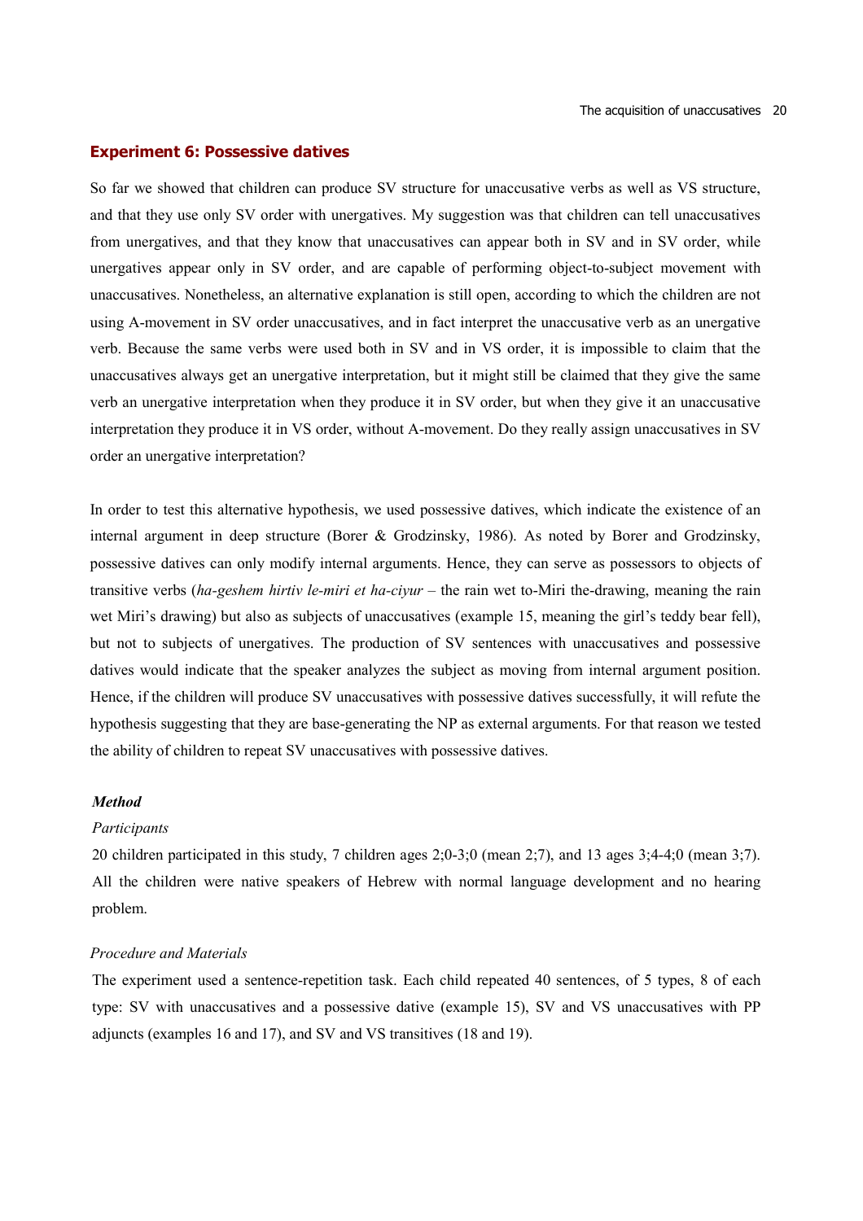### Experiment 6: Possessive datives

So far we showed that children can produce SV structure for unaccusative verbs as well as VS structure, and that they use only SV order with unergatives. My suggestion was that children can tell unaccusatives from unergatives, and that they know that unaccusatives can appear both in SV and in SV order, while unergatives appear only in SV order, and are capable of performing object-to-subject movement with unaccusatives. Nonetheless, an alternative explanation is still open, according to which the children are not using A-movement in SV order unaccusatives, and in fact interpret the unaccusative verb as an unergative verb. Because the same verbs were used both in SV and in VS order, it is impossible to claim that the unaccusatives always get an unergative interpretation, but it might still be claimed that they give the same verb an unergative interpretation when they produce it in SV order, but when they give it an unaccusative interpretation they produce it in VS order, without A-movement. Do they really assign unaccusatives in SV order an unergative interpretation?

In order to test this alternative hypothesis, we used possessive datives, which indicate the existence of an internal argument in deep structure (Borer & Grodzinsky, 1986). As noted by Borer and Grodzinsky, possessive datives can only modify internal arguments. Hence, they can serve as possessors to objects of transitive verbs (*ha-geshem hirtiv le-miri et ha-ciyur* – the rain wet to-Miri the-drawing, meaning the rain wet Miri's drawing) but also as subjects of unaccusatives (example 15, meaning the girl's teddy bear fell), but not to subjects of unergatives. The production of SV sentences with unaccusatives and possessive datives would indicate that the speaker analyzes the subject as moving from internal argument position. Hence, if the children will produce SV unaccusatives with possessive datives successfully, it will refute the hypothesis suggesting that they are base-generating the NP as external arguments. For that reason we tested the ability of children to repeat SV unaccusatives with possessive datives.

#### *Method*

*Participants*

20 children participated in this study, 7 children ages 2;0-3;0 (mean 2;7), and 13 ages 3;4-4;0 (mean 3;7). All the children were native speakers of Hebrew with normal language development and no hearing problem.

*Procedure and Materials*

The experiment used a sentence-repetition task. Each child repeated 40 sentences, of 5 types, 8 of each type: SV with unaccusatives and a possessive dative (example 15), SV and VS unaccusatives with PP adjuncts (examples 16 and 17), and SV and VS transitives (18 and 19).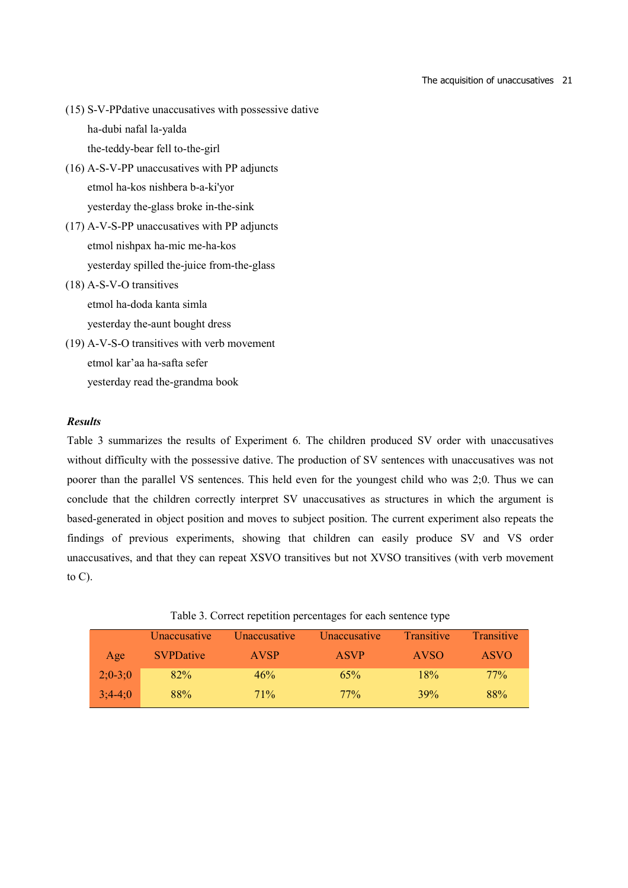(15) S-V-PPdative unaccusatives with possessive dative

   ha-dubi nafal la-yalda

   the-teddy-bear fell to-the-girl

(16) A-S-V-PP unaccusatives with PP adjuncts

   etmol ha-kos nishbera b-a-ki'yor

   yesterday the-glass broke in-the-sink

(17) A-V-S-PP unaccusatives with PP adjuncts

   etmol nishpax ha-mic me-ha-kos

   yesterday spilled the-juice from-the-glass

(18) A-S-V-O transitives

   etmol ha-doda kanta simla

   yesterday the-aunt bought dress

(19) A-V-S-O transitives with verb movement

   etmol kar'aa ha-safta sefer

   yesterday read the-grandma book

***Results***

Table 3 summarizes the results of Experiment 6. The children produced SV order with unaccusatives without difficulty with the possessive dative. The production of SV sentences with unaccusatives was not poorer than the parallel VS sentences. This held even for the youngest child who was 2;0. Thus we can conclude that the children correctly interpret SV unaccusatives as structures in which the argument is based-generated in object position and moves to subject position. The current experiment also repeats the findings of previous experiments, showing that children can easily produce SV and VS order unaccusatives, and that they can repeat XSVO transitives but not XVSO transitives (with verb movement to C).

Table 3. Correct repetition percentages for each sentence type

| Age | Unaccusative SVPDative | Unaccusative AVSP | Unaccusative ASVP | Transitive AVSO | Transitive ASVO |
|---|---|---|---|---|---|
| 2;0-3;0 | 82% | 46% | 65% | 18% | 77% |
| 3;4-4;0 | 88% | 71% | 77% | 39% | 88% |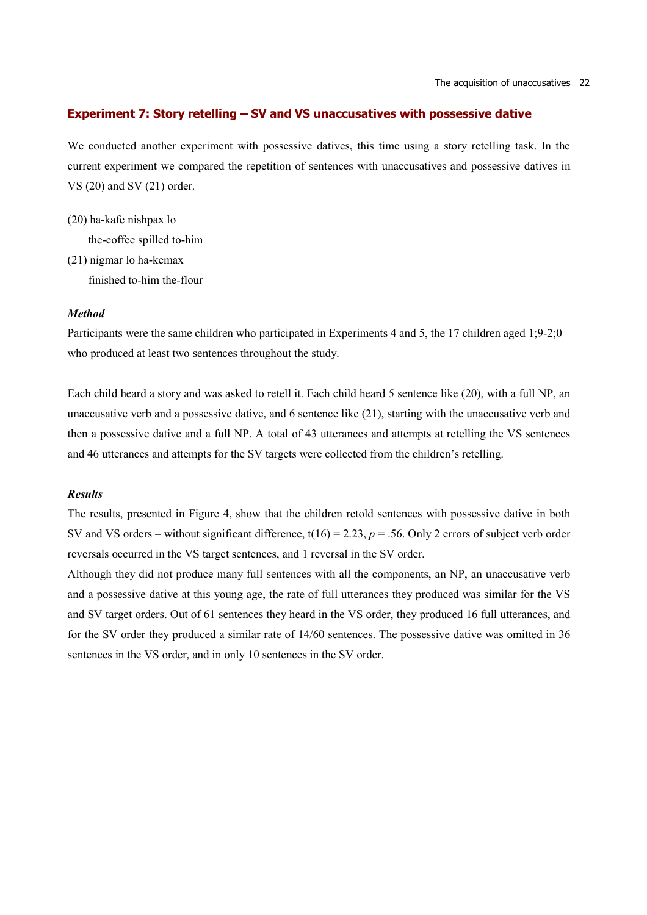### Experiment 7: Story retelling – SV and VS unaccusatives with possessive dative

We conducted another experiment with possessive datives, this time using a story retelling task. In the current experiment we compared the repetition of sentences with unaccusatives and possessive datives in VS (20) and SV (21) order.

(20) ha-kafe nishpax lo

the-coffee spilled to-him

(21) nigmar lo ha-kemax

finished to-him the-flour

***Method***

Participants were the same children who participated in Experiments 4 and 5, the 17 children aged 1;9-2;0 who produced at least two sentences throughout the study.

Each child heard a story and was asked to retell it. Each child heard 5 sentence like (20), with a full NP, an unaccusative verb and a possessive dative, and 6 sentence like (21), starting with the unaccusative verb and then a possessive dative and a full NP. A total of 43 utterances and attempts at retelling the VS sentences and 46 utterances and attempts for the SV targets were collected from the children's retelling.

***Results***

The results, presented in Figure 4, show that the children retold sentences with possessive dative in both SV and VS orders – without significant difference, $t(16) = 2.23$, $p = .56$. Only 2 errors of subject verb order reversals occurred in the VS target sentences, and 1 reversal in the SV order.

Although they did not produce many full sentences with all the components, an NP, an unaccusative verb and a possessive dative at this young age, the rate of full utterances they produced was similar for the VS and SV target orders. Out of 61 sentences they heard in the VS order, they produced 16 full utterances, and for the SV order they produced a similar rate of 14/60 sentences. The possessive dative was omitted in 36 sentences in the VS order, and in only 10 sentences in the SV order.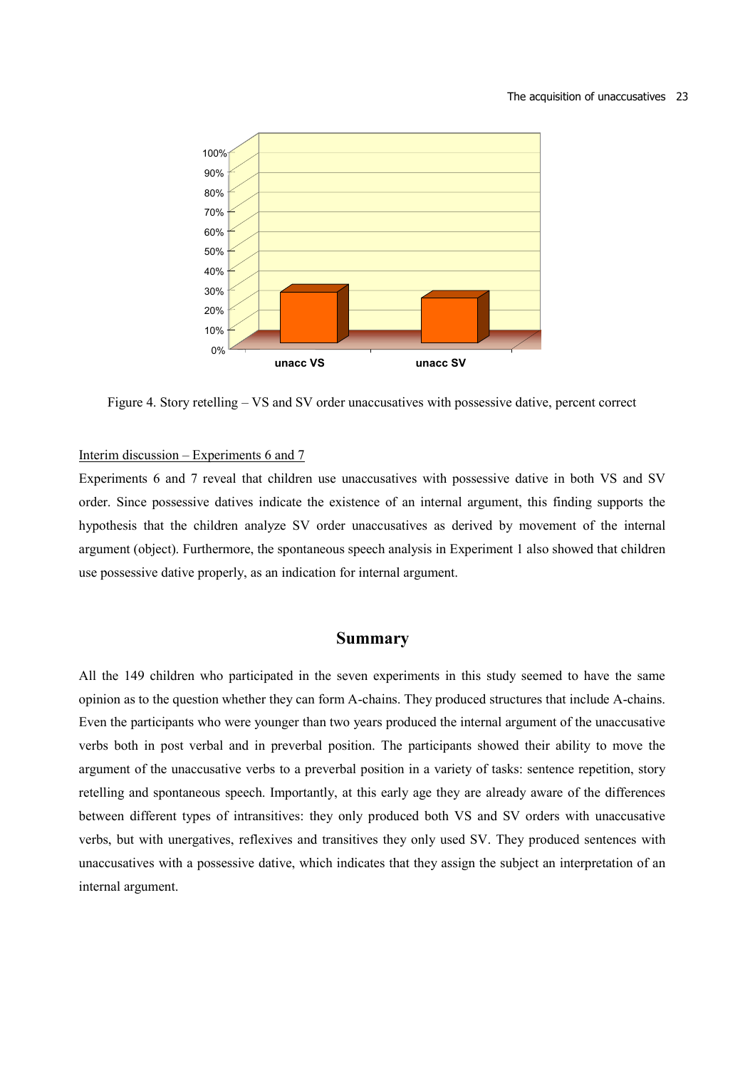Figure 4. Story retelling – VS and SV order unaccusatives with possessive dative, percent correct

<u>Interim discussion – Experiments 6 and 7</u>

Experiments 6 and 7 reveal that children use unaccusatives with possessive dative in both VS and SV order. Since possessive datives indicate the existence of an internal argument, this finding supports the hypothesis that the children analyze SV order unaccusatives as derived by movement of the internal argument (object). Furthermore, the spontaneous speech analysis in Experiment 1 also showed that children use possessive dative properly, as an indication for internal argument.

## Summary

All the 149 children who participated in the seven experiments in this study seemed to have the same opinion as to the question whether they can form A-chains. They produced structures that include A-chains. Even the participants who were younger than two years produced the internal argument of the unaccusative verbs both in post verbal and in preverbal position. The participants showed their ability to move the argument of the unaccusative verbs to a preverbal position in a variety of tasks: sentence repetition, story retelling and spontaneous speech. Importantly, at this early age they are already aware of the differences between different types of intransitives: they only produced both VS and SV orders with unaccusative verbs, but with unergatives, reflexives and transitives they only used SV. They produced sentences with unaccusatives with a possessive dative, which indicates that they assign the subject an interpretation of an internal argument.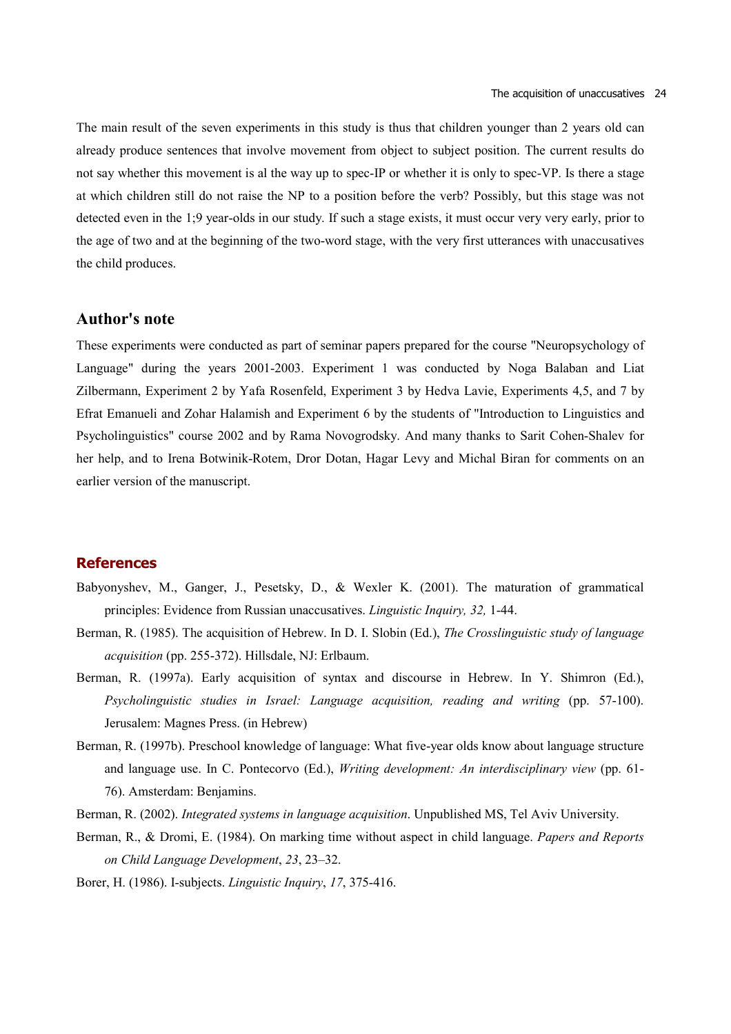The main result of the seven experiments in this study is thus that children younger than 2 years old can already produce sentences that involve movement from object to subject position. The current results do not say whether this movement is al the way up to spec-IP or whether it is only to spec-VP. Is there a stage at which children still do not raise the NP to a position before the verb? Possibly, but this stage was not detected even in the 1;9 year-olds in our study. If such a stage exists, it must occur very very early, prior to the age of two and at the beginning of the two-word stage, with the very first utterances with unaccusatives the child produces.

## Author's note

These experiments were conducted as part of seminar papers prepared for the course "Neuropsychology of Language" during the years 2001-2003. Experiment 1 was conducted by Noga Balaban and Liat Zilbermann, Experiment 2 by Yafa Rosenfeld, Experiment 3 by Hedva Lavie, Experiments 4,5, and 7 by Efrat Emanueli and Zohar Halamish and Experiment 6 by the students of "Introduction to Linguistics and Psycholinguistics" course 2002 and by Rama Novogrodsky. And many thanks to Sarit Cohen-Shalev for her help, and to Irena Botwinik-Rotem, Dror Dotan, Hagar Levy and Michal Biran for comments on an earlier version of the manuscript.

## References

Babyonyshev, M., Ganger, J., Pesetsky, D., & Wexler K. (2001). The maturation of grammatical principles: Evidence from Russian unaccusatives. *Linguistic Inquiry, 32,* 1-44.

Berman, R. (1985). The acquisition of Hebrew. In D. I. Slobin (Ed.), *The Crosslinguistic study of language acquisition* (pp. 255-372). Hillsdale, NJ: Erlbaum.

Berman, R. (1997a). Early acquisition of syntax and discourse in Hebrew. In Y. Shimron (Ed.), *Psycholinguistic studies in Israel: Language acquisition, reading and writing* (pp. 57-100). Jerusalem: Magnes Press. (in Hebrew)

Berman, R. (1997b). Preschool knowledge of language: What five-year olds know about language structure and language use. In C. Pontecorvo (Ed.), *Writing development: An interdisciplinary view* (pp. 61-76). Amsterdam: Benjamins.

Berman, R. (2002). *Integrated systems in language acquisition*. Unpublished MS, Tel Aviv University.

Berman, R., & Dromi, E. (1984). On marking time without aspect in child language. *Papers and Reports on Child Language Development*, *23*, 23–32.

Borer, H. (1986). I-subjects. *Linguistic Inquiry*, *17*, 375-416.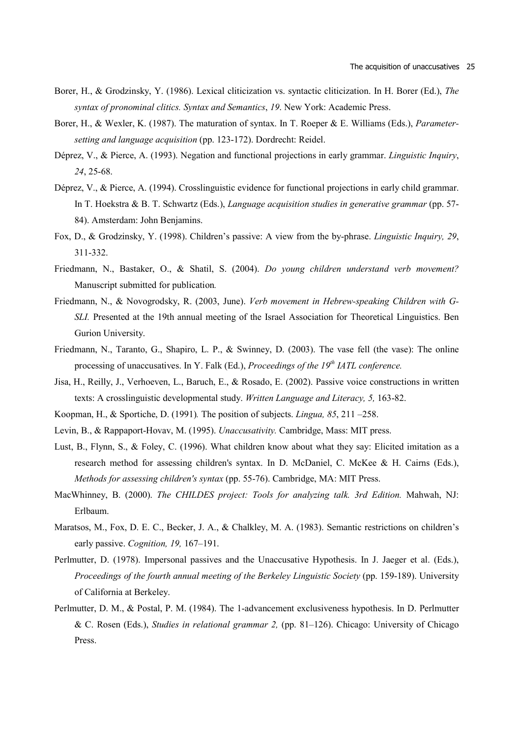Borer, H., & Grodzinsky, Y. (1986). Lexical cliticization vs. syntactic cliticization. In H. Borer (Ed.), *The syntax of pronominal clitics. Syntax and Semantics*, *19*. New York: Academic Press.

Borer, H., & Wexler, K. (1987). The maturation of syntax. In T. Roeper & E. Williams (Eds.), *Parameter-setting and language acquisition* (pp. 123-172). Dordrecht: Reidel.

Déprez, V., & Pierce, A. (1993). Negation and functional projections in early grammar. *Linguistic Inquiry*, *24*, 25-68.

Déprez, V., & Pierce, A. (1994). Crosslinguistic evidence for functional projections in early child grammar. In T. Hoekstra & B. T. Schwartz (Eds.), *Language acquisition studies in generative grammar* (pp. 57-84). Amsterdam: John Benjamins.

Fox, D., & Grodzinsky, Y. (1998). Children's passive: A view from the by-phrase. *Linguistic Inquiry, 29*, 311-332.

Friedmann, N., Bastaker, O., & Shatil, S. (2004). *Do young children understand verb movement?* Manuscript submitted for publication*.*

Friedmann, N., & Novogrodsky, R. (2003, June). *Verb movement in Hebrew-speaking Children with G-SLI.* Presented at the 19th annual meeting of the Israel Association for Theoretical Linguistics. Ben Gurion University.

Friedmann, N., Taranto, G., Shapiro, L. P., & Swinney, D. (2003). The vase fell (the vase): The online processing of unaccusatives. In Y. Falk (Ed.), *Proceedings of the 19th IATL conference.*

Jisa, H., Reilly, J., Verhoeven, L., Baruch, E., & Rosado, E. (2002). Passive voice constructions in written texts: A crosslinguistic developmental study. *Written Language and Literacy, 5,* 163-82.

Koopman, H., & Sportiche, D. (1991)*.* The position of subjects. *Lingua, 85*, 211 –258.

Levin, B., & Rappaport-Hovav, M. (1995). *Unaccusativity.* Cambridge, Mass: MIT press.

Lust, B., Flynn, S., & Foley, C. (1996). What children know about what they say: Elicited imitation as a research method for assessing children's syntax. In D. McDaniel, C. McKee & H. Cairns (Eds.), *Methods for assessing children's syntax* (pp. 55-76). Cambridge, MA: MIT Press.

MacWhinney, B. (2000). *The CHILDES project: Tools for analyzing talk. 3rd Edition.* Mahwah, NJ: Erlbaum.

Maratsos, M., Fox, D. E. C., Becker, J. A., & Chalkley, M. A. (1983). Semantic restrictions on children's early passive. *Cognition, 19,* 167–191.

Perlmutter, D. (1978). Impersonal passives and the Unaccusative Hypothesis. In J. Jaeger et al. (Eds.), *Proceedings of the fourth annual meeting of the Berkeley Linguistic Society* (pp. 159-189). University of California at Berkeley.

Perlmutter, D. M., & Postal, P. M. (1984). The 1-advancement exclusiveness hypothesis. In D. Perlmutter & C. Rosen (Eds.), *Studies in relational grammar 2,* (pp. 81–126). Chicago: University of Chicago Press.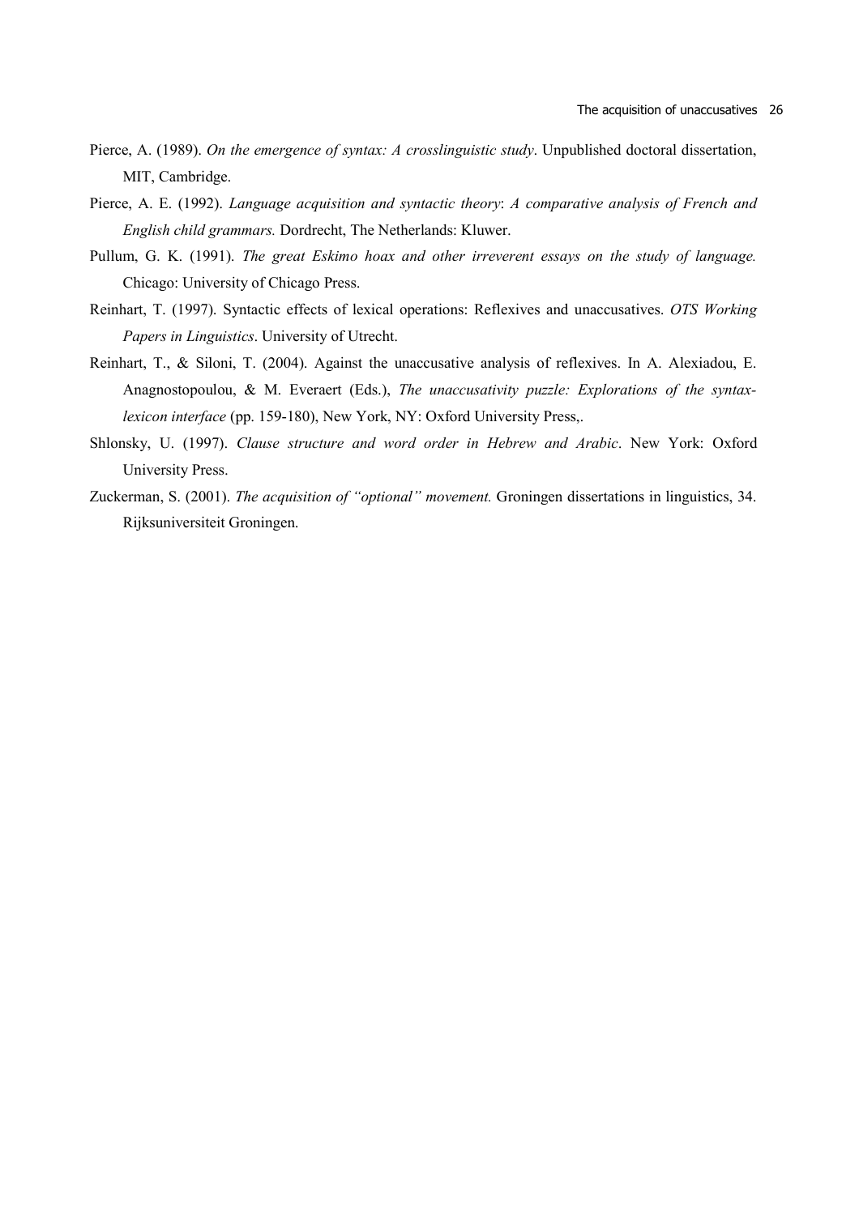Pierce, A. (1989). *On the emergence of syntax: A crosslinguistic study*. Unpublished doctoral dissertation, MIT, Cambridge.

Pierce, A. E. (1992). *Language acquisition and syntactic theory*: *A comparative analysis of French and English child grammars.* Dordrecht, The Netherlands: Kluwer.

Pullum, G. K. (1991). *The great Eskimo hoax and other irreverent essays on the study of language.* Chicago: University of Chicago Press.

Reinhart, T. (1997). Syntactic effects of lexical operations: Reflexives and unaccusatives. *OTS Working Papers in Linguistics*. University of Utrecht.

Reinhart, T., & Siloni, T. (2004). Against the unaccusative analysis of reflexives. In A. Alexiadou, E. Anagnostopoulou, & M. Everaert (Eds.), *The unaccusativity puzzle: Explorations of the syntax-lexicon interface* (pp. 159-180), New York, NY: Oxford University Press,.

Shlonsky, U. (1997). *Clause structure and word order in Hebrew and Arabic*. New York: Oxford University Press.

Zuckerman, S. (2001). *The acquisition of "optional" movement.* Groningen dissertations in linguistics, 34. Rijksuniversiteit Groningen.